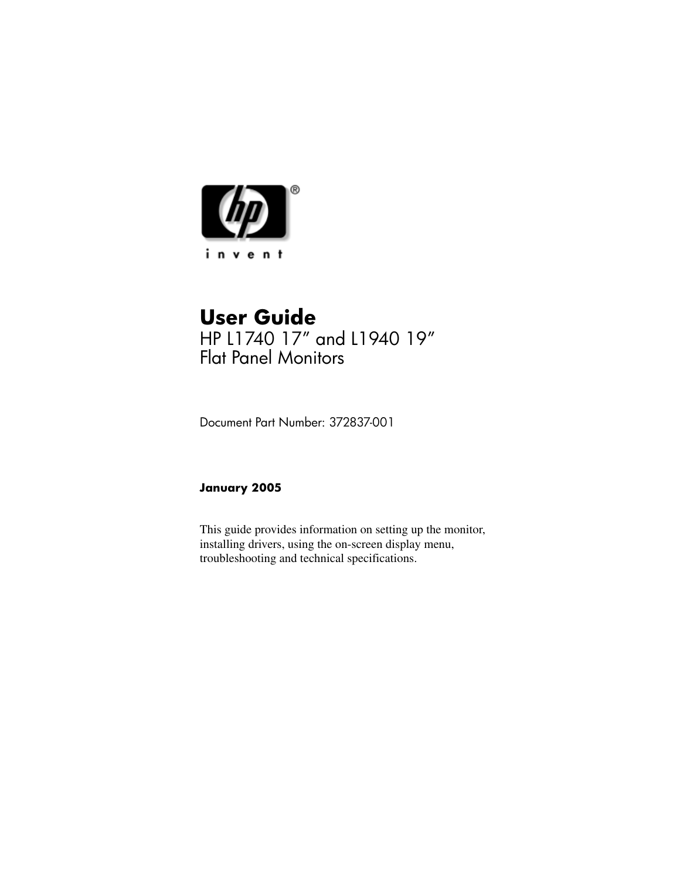# User Guide

## HP L1740 17″ and L1940 19″ Flat Panel Monitors

Document Part Number: 372837-001

**January 2005**

This guide provides information on setting up the monitor, installing drivers, using the on-screen display menu, troubleshooting and technical specifications.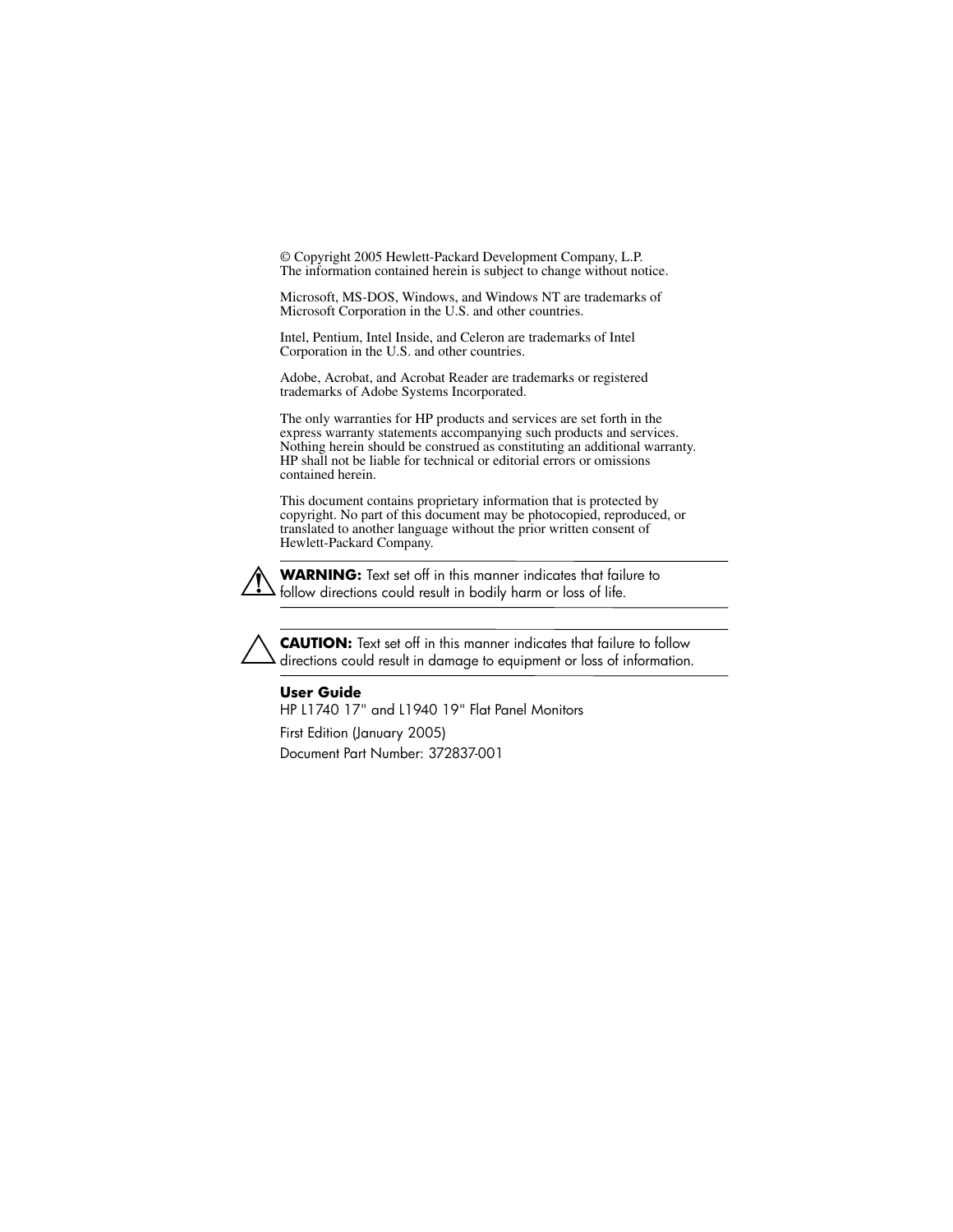© Copyright 2005 Hewlett-Packard Development Company, L.P.
The information contained herein is subject to change without notice.

Microsoft, MS-DOS, Windows, and Windows NT are trademarks of Microsoft Corporation in the U.S. and other countries.

Intel, Pentium, Intel Inside, and Celeron are trademarks of Intel Corporation in the U.S. and other countries.

Adobe, Acrobat, and Acrobat Reader are trademarks or registered trademarks of Adobe Systems Incorporated.

The only warranties for HP products and services are set forth in the express warranty statements accompanying such products and services. Nothing herein should be construed as constituting an additional warranty. HP shall not be liable for technical or editorial errors or omissions contained herein.

This document contains proprietary information that is protected by copyright. No part of this document may be photocopied, reproduced, or translated to another language without the prior written consent of Hewlett-Packard Company.

---

**WARNING:** Text set off in this manner indicates that failure to follow directions could result in bodily harm or loss of life.

---

**CAUTION:** Text set off in this manner indicates that failure to follow directions could result in damage to equipment or loss of information.

---

**User Guide**
HP L1740 17" and L1940 19" Flat Panel Monitors

First Edition (January 2005)

Document Part Number: 372837-001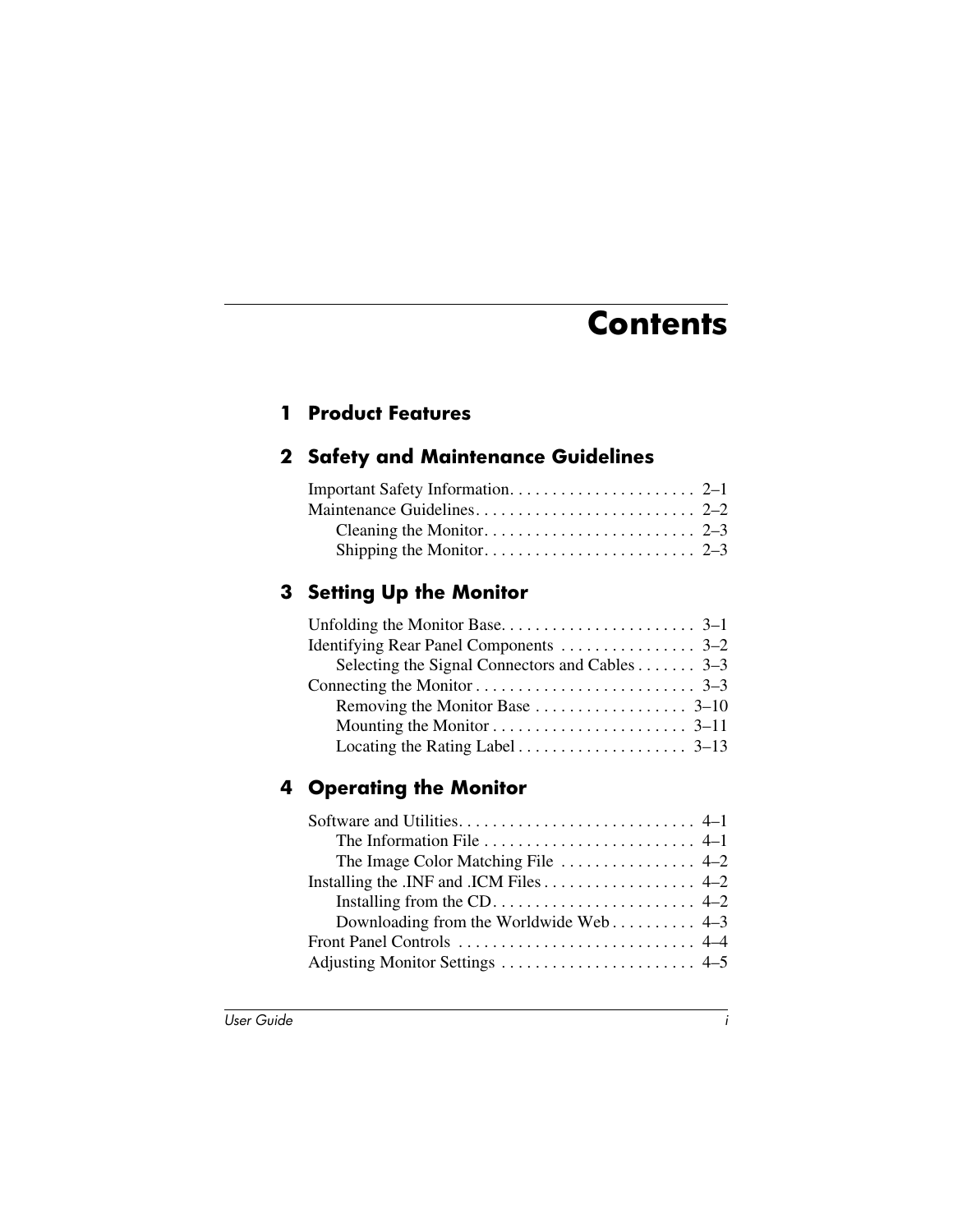# Contents

## 1 Product Features

## 2 Safety and Maintenance Guidelines

Important Safety Information. . . . . . . . . . . . . . . . . . . . . . 2–1
Maintenance Guidelines. . . . . . . . . . . . . . . . . . . . . . . . . . 2–2
&nbsp;&nbsp;&nbsp;&nbsp;Cleaning the Monitor. . . . . . . . . . . . . . . . . . . . . . . . . 2–3
&nbsp;&nbsp;&nbsp;&nbsp;Shipping the Monitor. . . . . . . . . . . . . . . . . . . . . . . . . 2–3

## 3 Setting Up the Monitor

Unfolding the Monitor Base. . . . . . . . . . . . . . . . . . . . . . . 3–1
Identifying Rear Panel Components . . . . . . . . . . . . . . . . 3–2
&nbsp;&nbsp;&nbsp;&nbsp;Selecting the Signal Connectors and Cables . . . . . . . 3–3
Connecting the Monitor . . . . . . . . . . . . . . . . . . . . . . . . . . 3–3
&nbsp;&nbsp;&nbsp;&nbsp;Removing the Monitor Base . . . . . . . . . . . . . . . . . . 3–10
&nbsp;&nbsp;&nbsp;&nbsp;Mounting the Monitor . . . . . . . . . . . . . . . . . . . . . . . 3–11
&nbsp;&nbsp;&nbsp;&nbsp;Locating the Rating Label . . . . . . . . . . . . . . . . . . . . 3–13

## 4 Operating the Monitor

Software and Utilities. . . . . . . . . . . . . . . . . . . . . . . . . . . . 4–1
&nbsp;&nbsp;&nbsp;&nbsp;The Information File . . . . . . . . . . . . . . . . . . . . . . . . . 4–1
&nbsp;&nbsp;&nbsp;&nbsp;The Image Color Matching File . . . . . . . . . . . . . . . . 4–2
Installing the .INF and .ICM Files . . . . . . . . . . . . . . . . . . 4–2
&nbsp;&nbsp;&nbsp;&nbsp;Installing from the CD. . . . . . . . . . . . . . . . . . . . . . . . 4–2
&nbsp;&nbsp;&nbsp;&nbsp;Downloading from the Worldwide Web . . . . . . . . . . 4–3
Front Panel Controls . . . . . . . . . . . . . . . . . . . . . . . . . . . . 4–4
Adjusting Monitor Settings . . . . . . . . . . . . . . . . . . . . . . . 4–5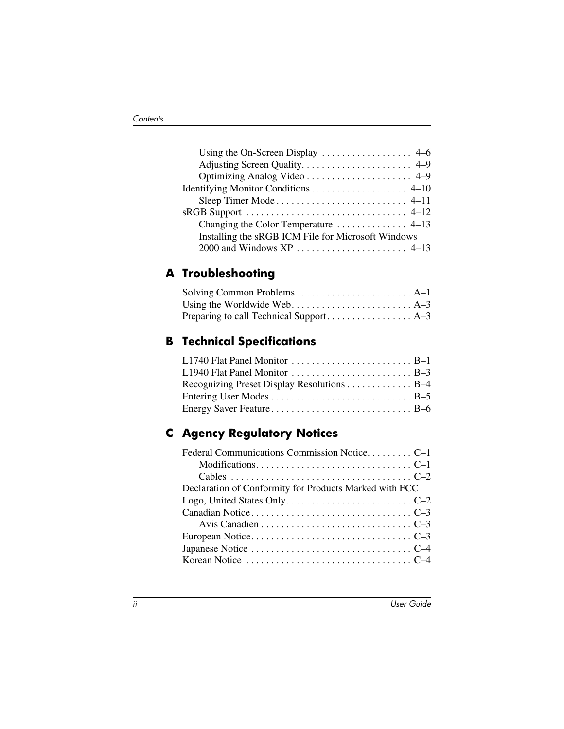Using the On-Screen Display . . . . . . . . . . . . . . . . . . 4–6
Adjusting Screen Quality. . . . . . . . . . . . . . . . . . . . . . 4–9
Optimizing Analog Video . . . . . . . . . . . . . . . . . . . . . 4–9
Identifying Monitor Conditions . . . . . . . . . . . . . . . . . . . 4–10
Sleep Timer Mode . . . . . . . . . . . . . . . . . . . . . . . . . . 4–11
sRGB Support . . . . . . . . . . . . . . . . . . . . . . . . . . . . . . . . 4–12
Changing the Color Temperature . . . . . . . . . . . . . . 4–13
Installing the sRGB ICM File for Microsoft Windows 2000 and Windows XP . . . . . . . . . . . . . . . . . . . . . . 4–13

## A Troubleshooting

Solving Common Problems . . . . . . . . . . . . . . . . . . . . . . . A–1
Using the Worldwide Web. . . . . . . . . . . . . . . . . . . . . . . . A–3
Preparing to call Technical Support. . . . . . . . . . . . . . . . . A–3

## B Technical Specifications

L1740 Flat Panel Monitor . . . . . . . . . . . . . . . . . . . . . . . . B–1
L1940 Flat Panel Monitor . . . . . . . . . . . . . . . . . . . . . . . . B–3
Recognizing Preset Display Resolutions . . . . . . . . . . . . . B–4
Entering User Modes . . . . . . . . . . . . . . . . . . . . . . . . . . . . B–5
Energy Saver Feature . . . . . . . . . . . . . . . . . . . . . . . . . . . . B–6

## C Agency Regulatory Notices

Federal Communications Commission Notice. . . . . . . . . C–1
Modifications. . . . . . . . . . . . . . . . . . . . . . . . . . . . . . . C–1
Cables . . . . . . . . . . . . . . . . . . . . . . . . . . . . . . . . . . . . C–2
Declaration of Conformity for Products Marked with FCC Logo, United States Only . . . . . . . . . . . . . . . . . . . . . . . . . C–2
Canadian Notice . . . . . . . . . . . . . . . . . . . . . . . . . . . . . . . . C–3
Avis Canadien . . . . . . . . . . . . . . . . . . . . . . . . . . . . . . C–3
European Notice. . . . . . . . . . . . . . . . . . . . . . . . . . . . . . . . C–3
Japanese Notice . . . . . . . . . . . . . . . . . . . . . . . . . . . . . . . . C–4
Korean Notice . . . . . . . . . . . . . . . . . . . . . . . . . . . . . . . . . C–4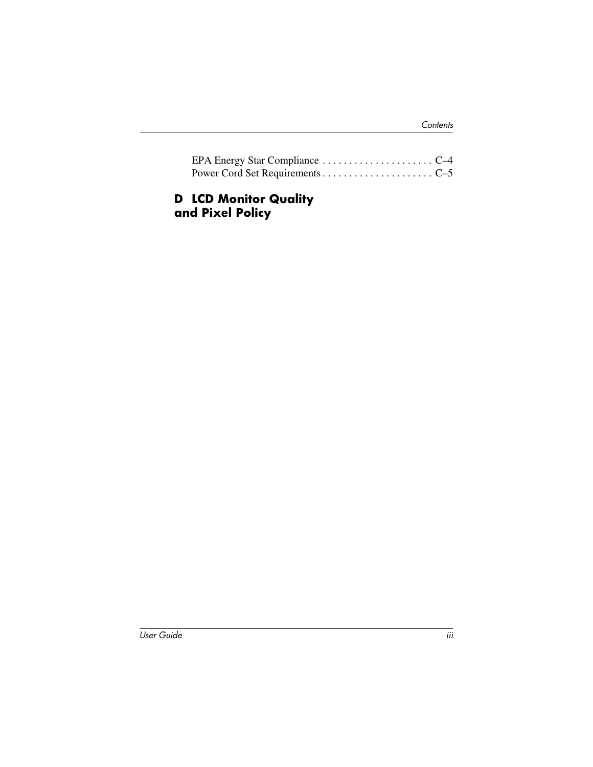EPA Energy Star Compliance . . . . . . . . . . . . . . . . . . . . . C–4
Power Cord Set Requirements . . . . . . . . . . . . . . . . . . . . . C–5

## D LCD Monitor Quality and Pixel Policy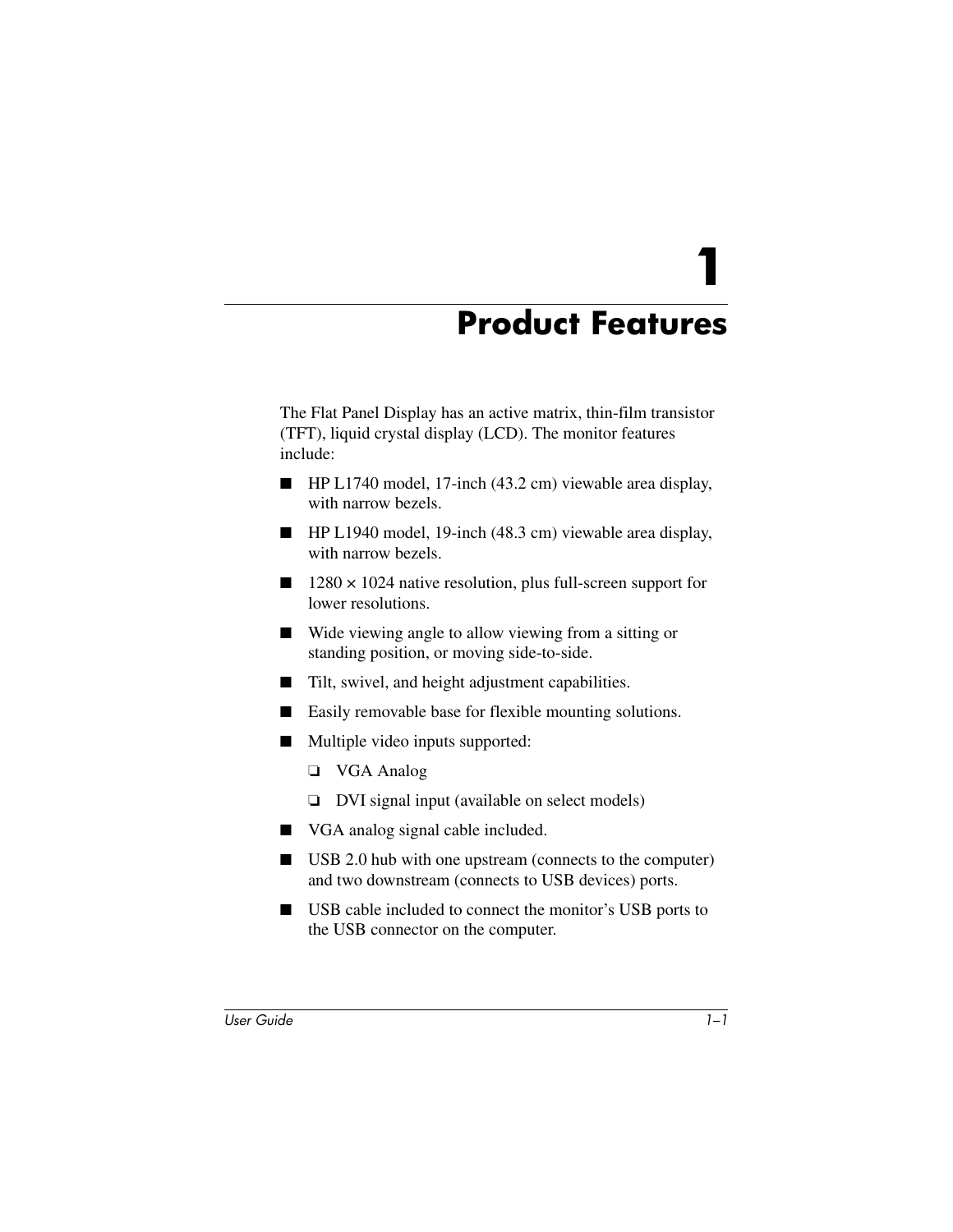# 1 Product Features

The Flat Panel Display has an active matrix, thin-film transistor (TFT), liquid crystal display (LCD). The monitor features include:

- HP L1740 model, 17-inch (43.2 cm) viewable area display, with narrow bezels.
- HP L1940 model, 19-inch (48.3 cm) viewable area display, with narrow bezels.
- 1280 × 1024 native resolution, plus full-screen support for lower resolutions.
- Wide viewing angle to allow viewing from a sitting or standing position, or moving side-to-side.
- Tilt, swivel, and height adjustment capabilities.
- Easily removable base for flexible mounting solutions.
- Multiple video inputs supported:
  - VGA Analog
  - DVI signal input (available on select models)
- VGA analog signal cable included.
- USB 2.0 hub with one upstream (connects to the computer) and two downstream (connects to USB devices) ports.
- USB cable included to connect the monitor's USB ports to the USB connector on the computer.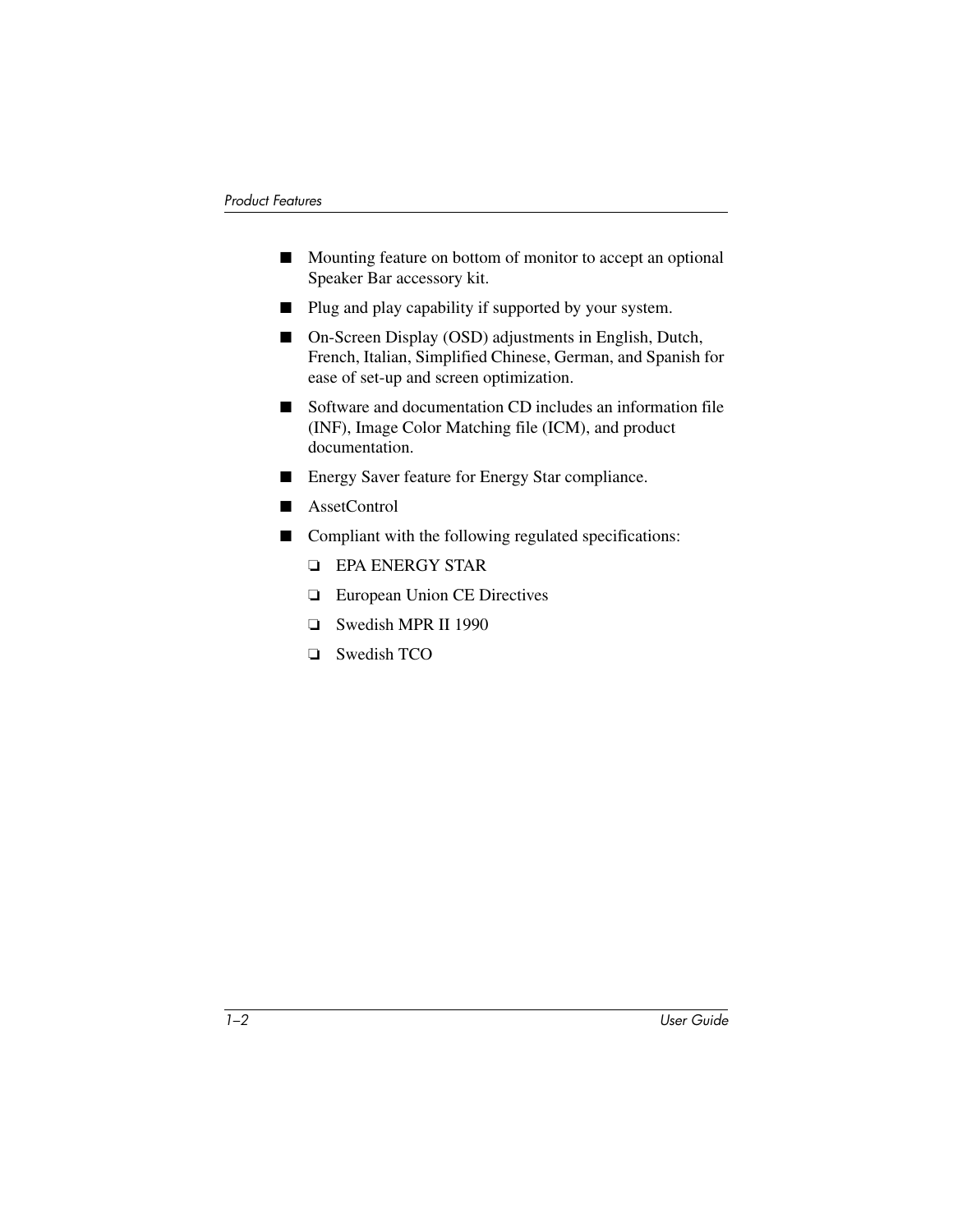- Mounting feature on bottom of monitor to accept an optional Speaker Bar accessory kit.
- Plug and play capability if supported by your system.
- On-Screen Display (OSD) adjustments in English, Dutch, French, Italian, Simplified Chinese, German, and Spanish for ease of set-up and screen optimization.
- Software and documentation CD includes an information file (INF), Image Color Matching file (ICM), and product documentation.
- Energy Saver feature for Energy Star compliance.
- AssetControl
- Compliant with the following regulated specifications:
  - EPA ENERGY STAR
  - European Union CE Directives
  - Swedish MPR II 1990
  - Swedish TCO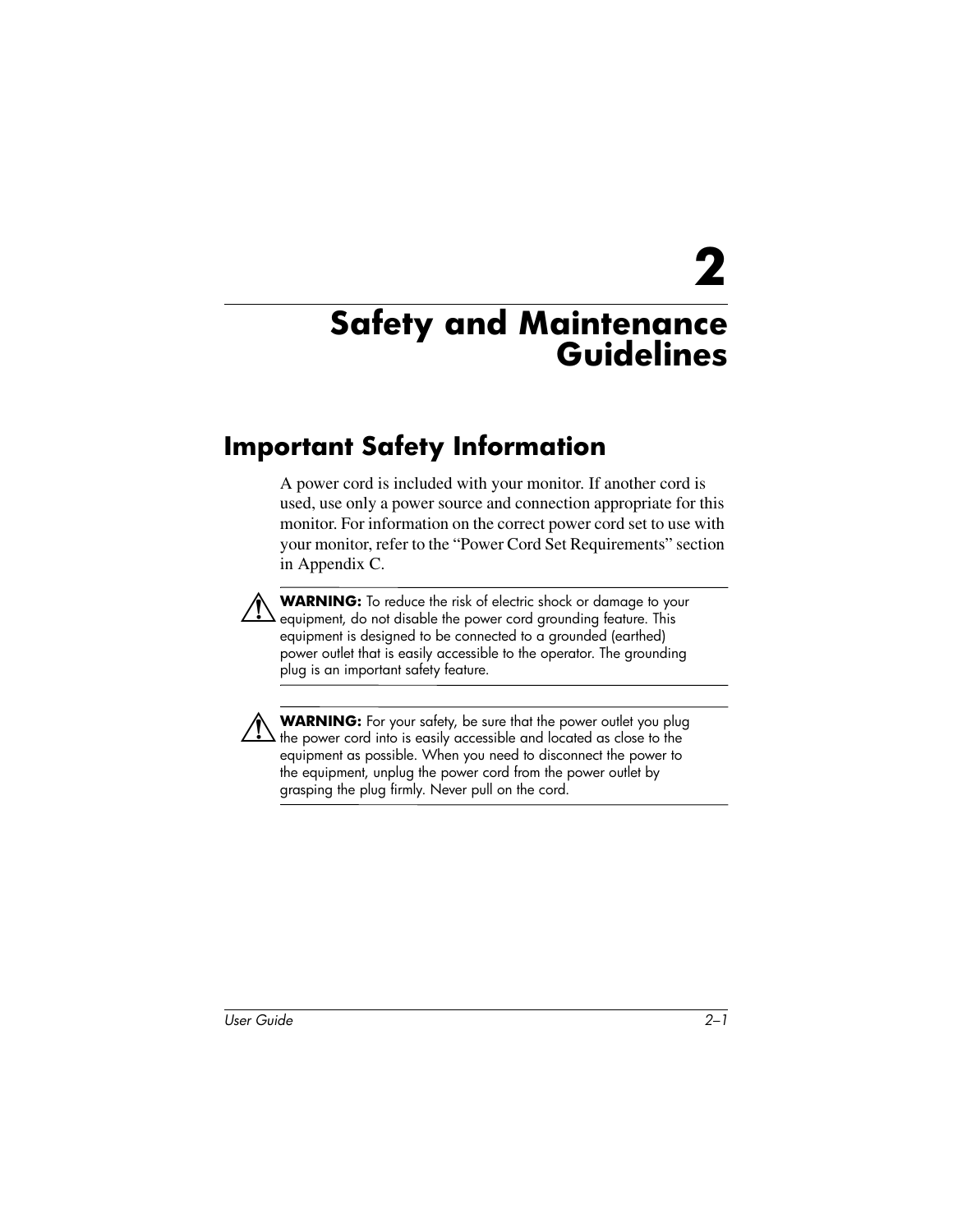# 2

# Safety and Maintenance Guidelines

## Important Safety Information

A power cord is included with your monitor. If another cord is used, use only a power source and connection appropriate for this monitor. For information on the correct power cord set to use with your monitor, refer to the “Power Cord Set Requirements” section in Appendix C.

**WARNING:** To reduce the risk of electric shock or damage to your equipment, do not disable the power cord grounding feature. This equipment is designed to be connected to a grounded (earthed) power outlet that is easily accessible to the operator. The grounding plug is an important safety feature.

**WARNING:** For your safety, be sure that the power outlet you plug the power cord into is easily accessible and located as close to the equipment as possible. When you need to disconnect the power to the equipment, unplug the power cord from the power outlet by grasping the plug firmly. Never pull on the cord.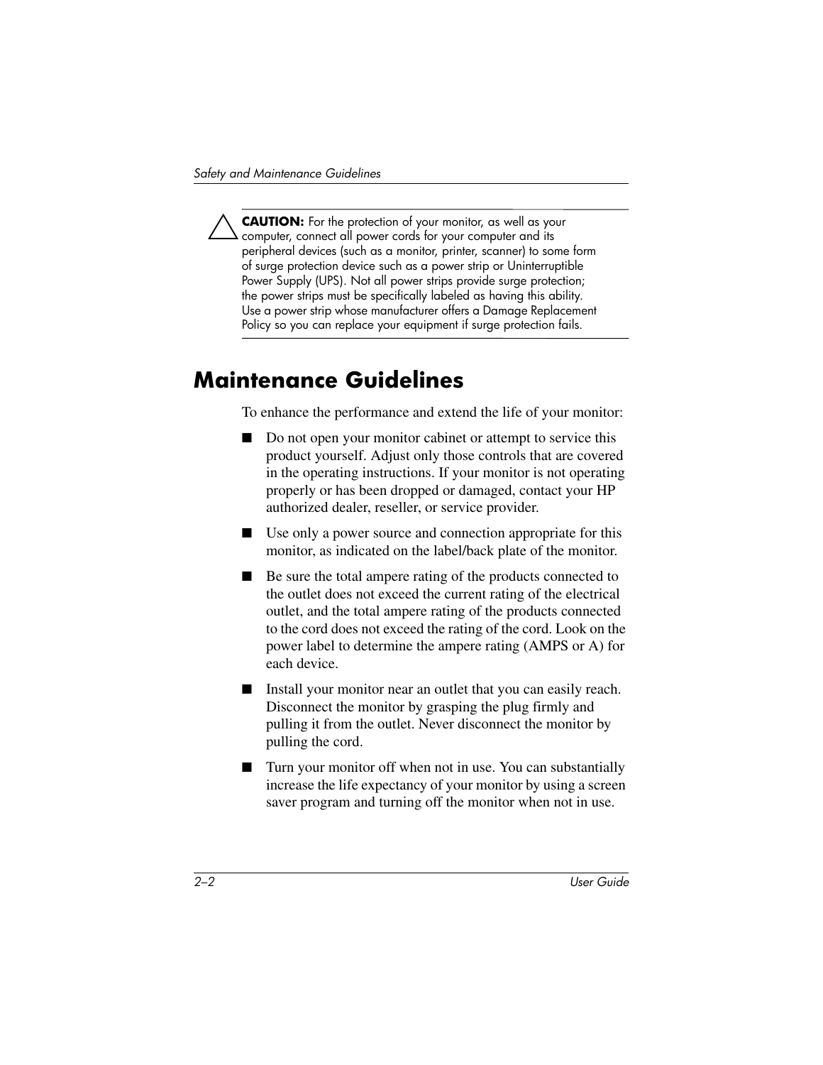**CAUTION:** For the protection of your monitor, as well as your computer, connect all power cords for your computer and its peripheral devices (such as a monitor, printer, scanner) to some form of surge protection device such as a power strip or Uninterruptible Power Supply (UPS). Not all power strips provide surge protection; the power strips must be specifically labeled as having this ability. Use a power strip whose manufacturer offers a Damage Replacement Policy so you can replace your equipment if surge protection fails.

## Maintenance Guidelines

To enhance the performance and extend the life of your monitor:

- Do not open your monitor cabinet or attempt to service this product yourself. Adjust only those controls that are covered in the operating instructions. If your monitor is not operating properly or has been dropped or damaged, contact your HP authorized dealer, reseller, or service provider.
- Use only a power source and connection appropriate for this monitor, as indicated on the label/back plate of the monitor.
- Be sure the total ampere rating of the products connected to the outlet does not exceed the current rating of the electrical outlet, and the total ampere rating of the products connected to the cord does not exceed the rating of the cord. Look on the power label to determine the ampere rating (AMPS or A) for each device.
- Install your monitor near an outlet that you can easily reach. Disconnect the monitor by grasping the plug firmly and pulling it from the outlet. Never disconnect the monitor by pulling the cord.
- Turn your monitor off when not in use. You can substantially increase the life expectancy of your monitor by using a screen saver program and turning off the monitor when not in use.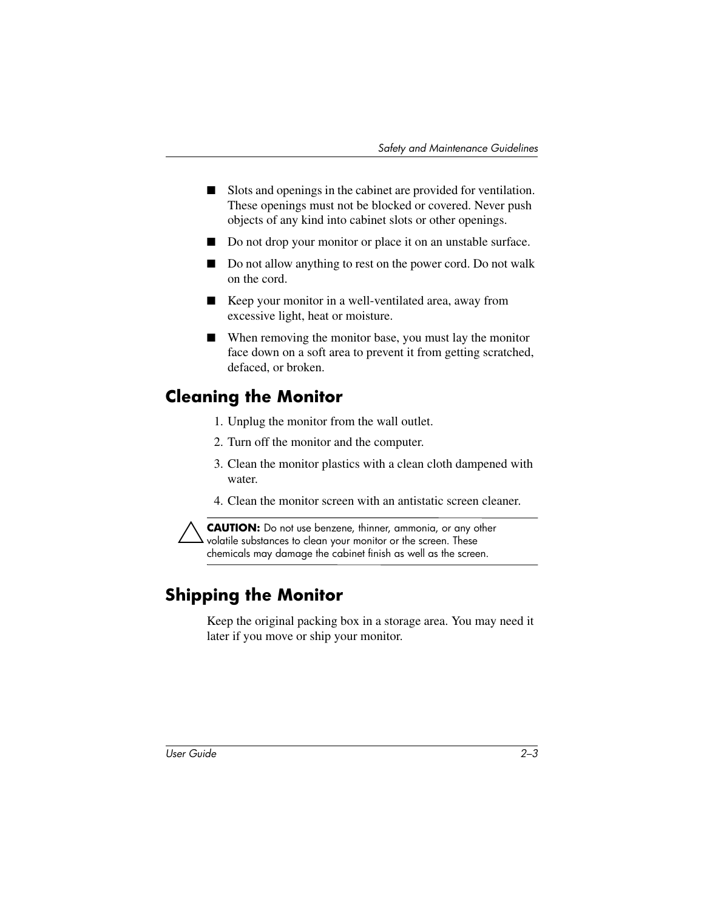- Slots and openings in the cabinet are provided for ventilation. These openings must not be blocked or covered. Never push objects of any kind into cabinet slots or other openings.
- Do not drop your monitor or place it on an unstable surface.
- Do not allow anything to rest on the power cord. Do not walk on the cord.
- Keep your monitor in a well-ventilated area, away from excessive light, heat or moisture.
- When removing the monitor base, you must lay the monitor face down on a soft area to prevent it from getting scratched, defaced, or broken.

## Cleaning the Monitor

1. Unplug the monitor from the wall outlet.
2. Turn off the monitor and the computer.
3. Clean the monitor plastics with a clean cloth dampened with water.
4. Clean the monitor screen with an antistatic screen cleaner.

**CAUTION:** Do not use benzene, thinner, ammonia, or any other volatile substances to clean your monitor or the screen. These chemicals may damage the cabinet finish as well as the screen.

## Shipping the Monitor

Keep the original packing box in a storage area. You may need it later if you move or ship your monitor.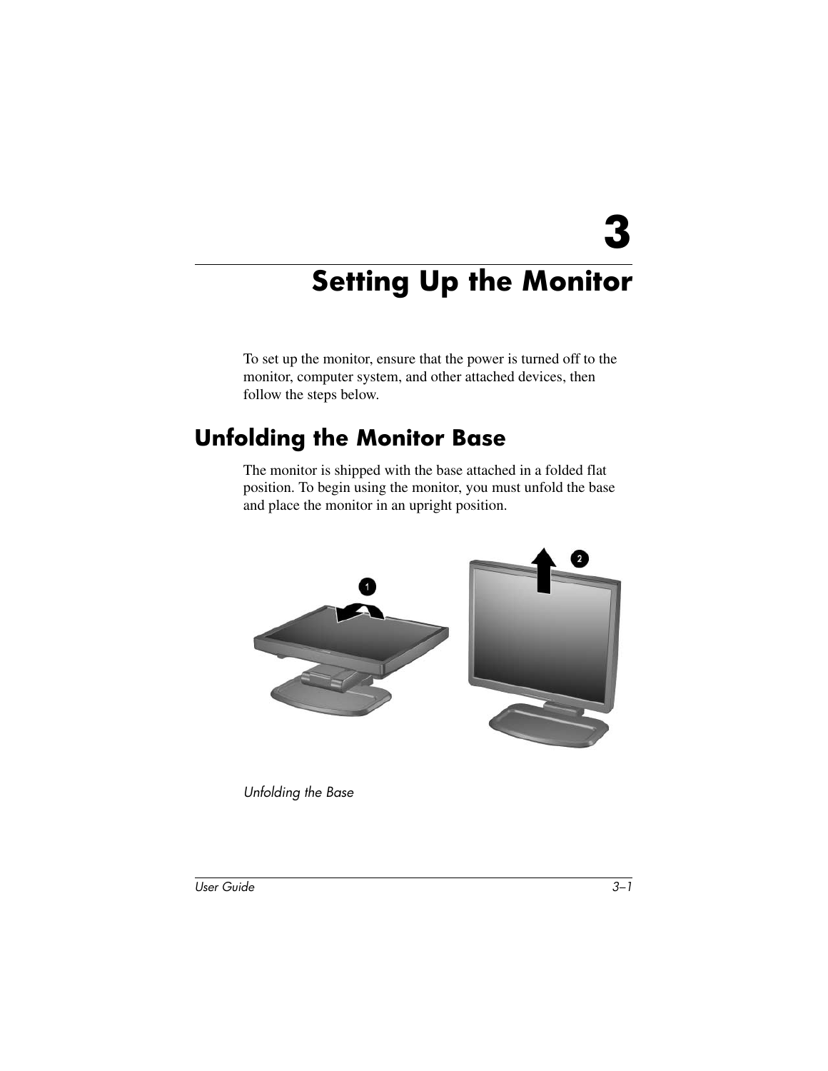# 3

# Setting Up the Monitor

To set up the monitor, ensure that the power is turned off to the monitor, computer system, and other attached devices, then follow the steps below.

## Unfolding the Monitor Base

The monitor is shipped with the base attached in a folded flat position. To begin using the monitor, you must unfold the base and place the monitor in an upright position.

*Unfolding the Base*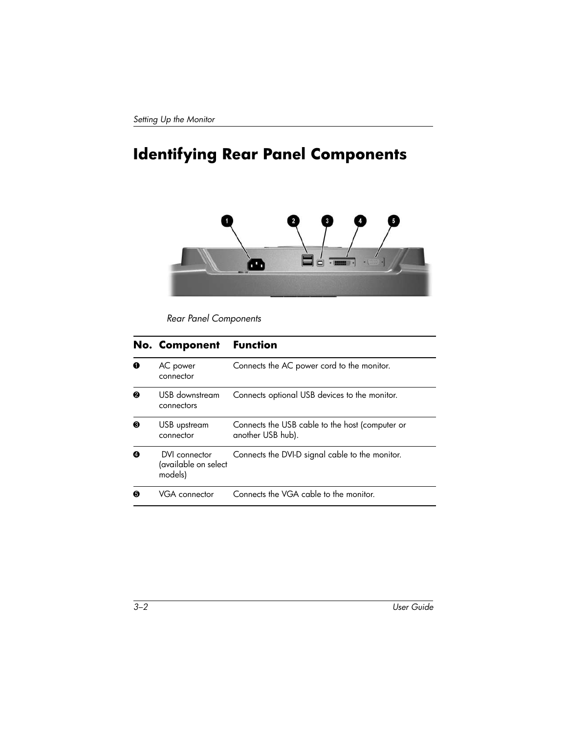# Identifying Rear Panel Components

*Rear Panel Components*

| No. | Component | Function |
|---|---|---|
| ❶ | AC power connector | Connects the AC power cord to the monitor. |
| ❷ | USB downstream connectors | Connects optional USB devices to the monitor. |
| ❸ | USB upstream connector | Connects the USB cable to the host (computer or another USB hub). |
| ❹ | DVI connector (available on select models) | Connects the DVI-D signal cable to the monitor. |
| ❺ | VGA connector | Connects the VGA cable to the monitor. |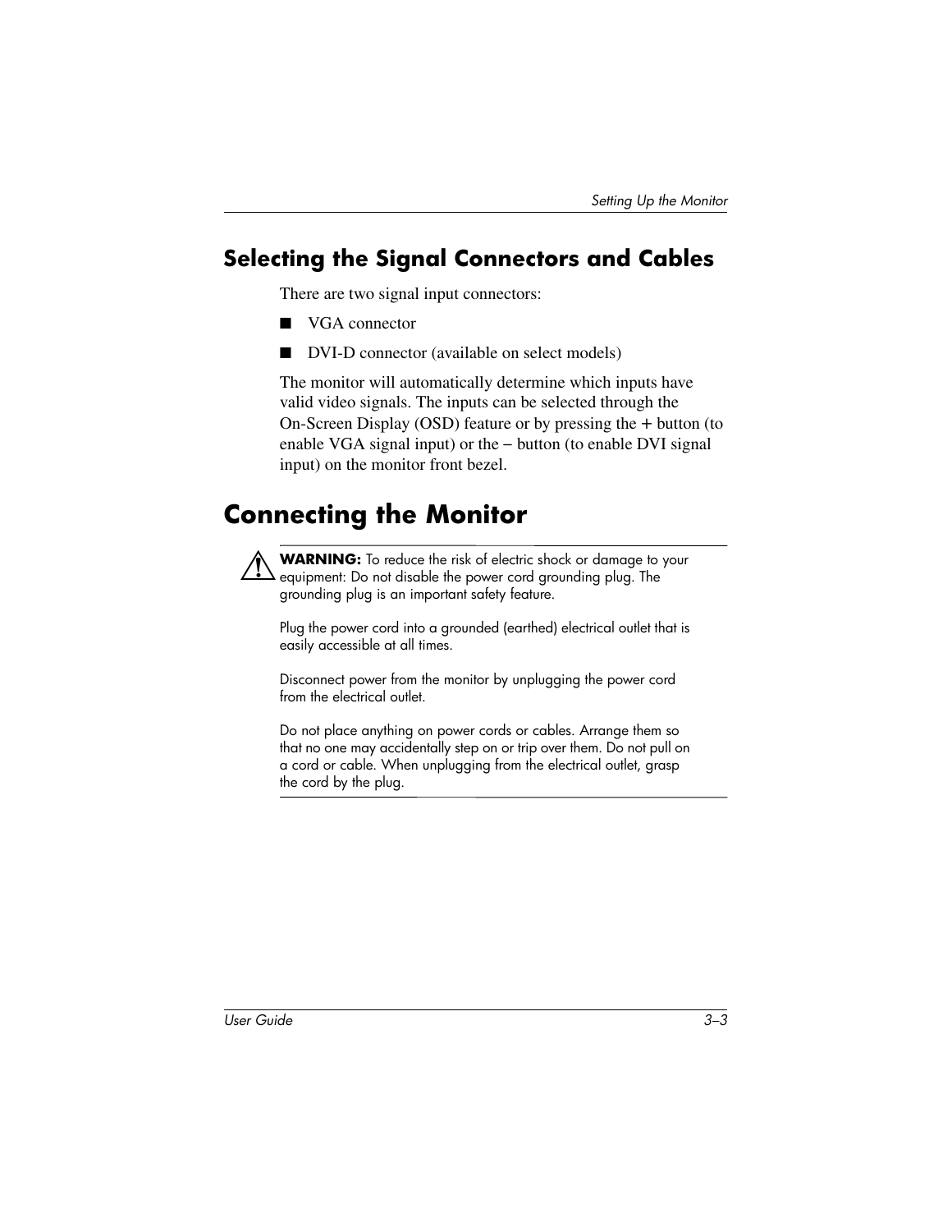## Selecting the Signal Connectors and Cables

There are two signal input connectors:

- VGA connector
- DVI-D connector (available on select models)

The monitor will automatically determine which inputs have valid video signals. The inputs can be selected through the On-Screen Display (OSD) feature or by pressing the + button (to enable VGA signal input) or the – button (to enable DVI signal input) on the monitor front bezel.

## Connecting the Monitor

**WARNING:** To reduce the risk of electric shock or damage to your equipment: Do not disable the power cord grounding plug. The grounding plug is an important safety feature.

Plug the power cord into a grounded (earthed) electrical outlet that is easily accessible at all times.

Disconnect power from the monitor by unplugging the power cord from the electrical outlet.

Do not place anything on power cords or cables. Arrange them so that no one may accidentally step on or trip over them. Do not pull on a cord or cable. When unplugging from the electrical outlet, grasp the cord by the plug.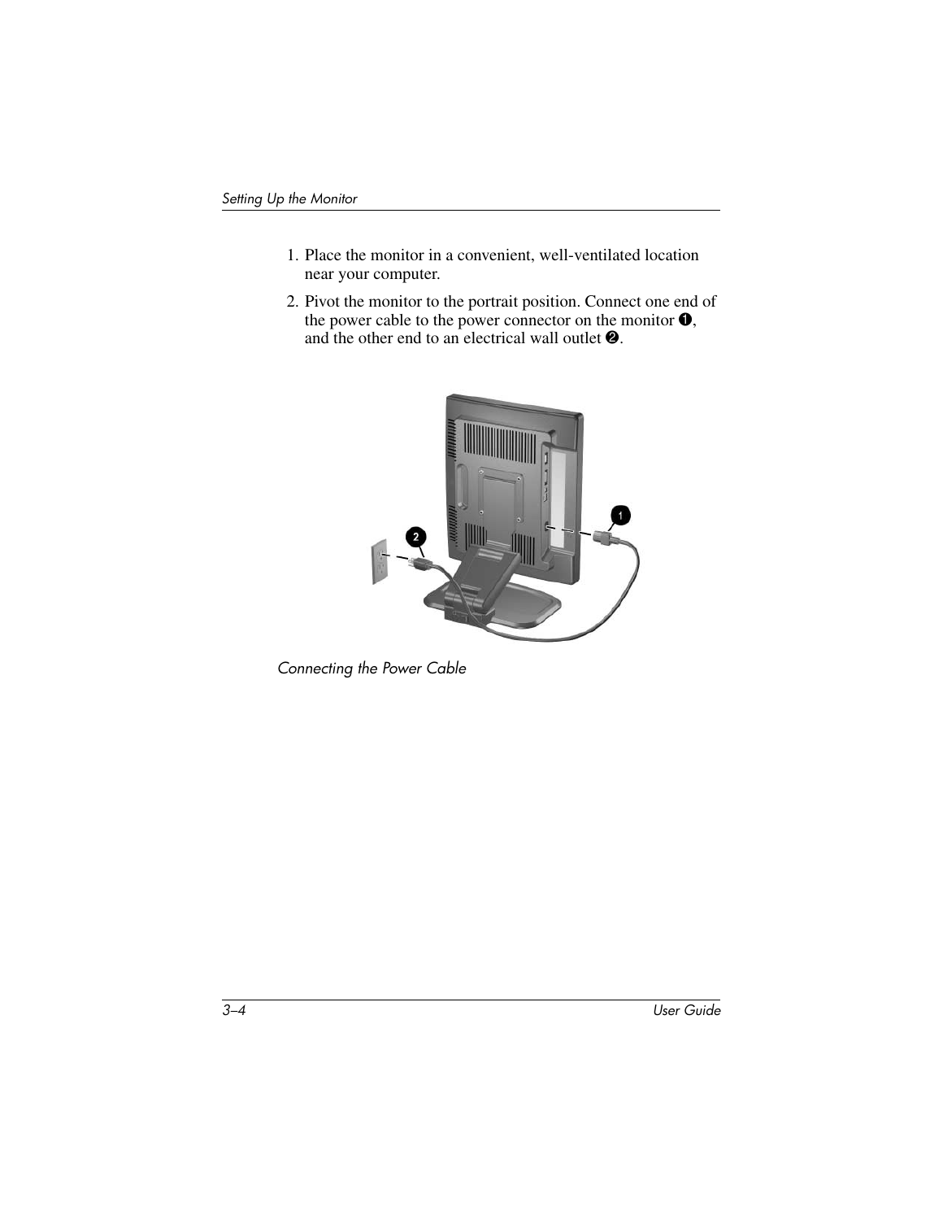1. Place the monitor in a convenient, well-ventilated location near your computer.
2. Pivot the monitor to the portrait position. Connect one end of the power cable to the power connector on the monitor ➊, and the other end to an electrical wall outlet ➋.

*Connecting the Power Cable*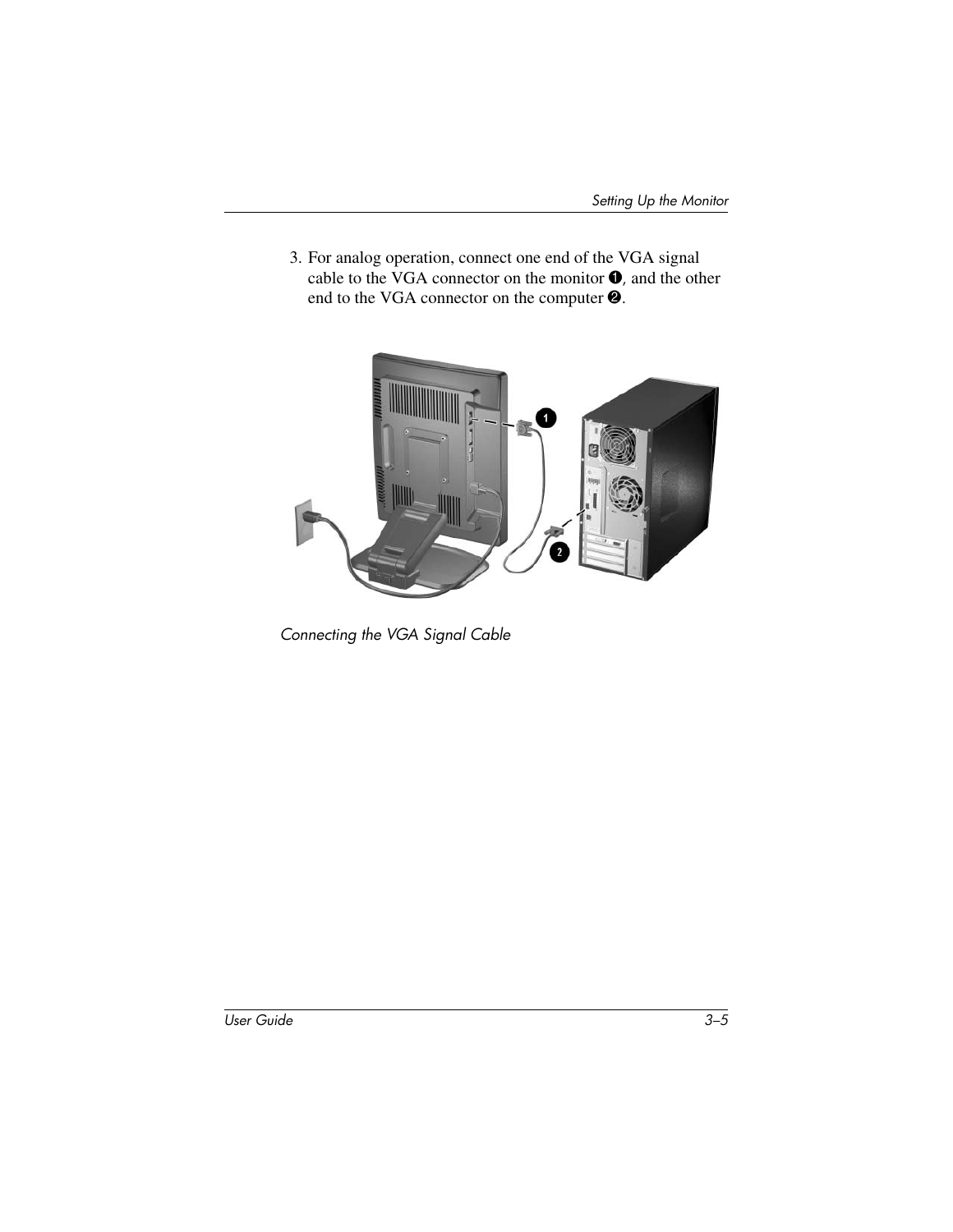3. For analog operation, connect one end of the VGA signal cable to the VGA connector on the monitor ➊, and the other end to the VGA connector on the computer ➋.

*Connecting the VGA Signal Cable*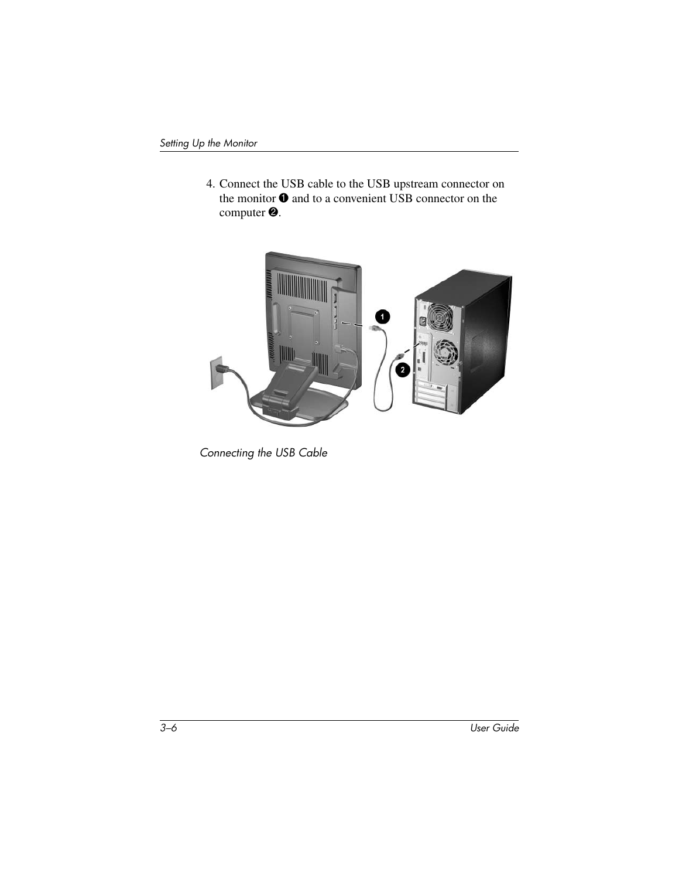4. Connect the USB cable to the USB upstream connector on the monitor ❶ and to a convenient USB connector on the computer ❷.

*Connecting the USB Cable*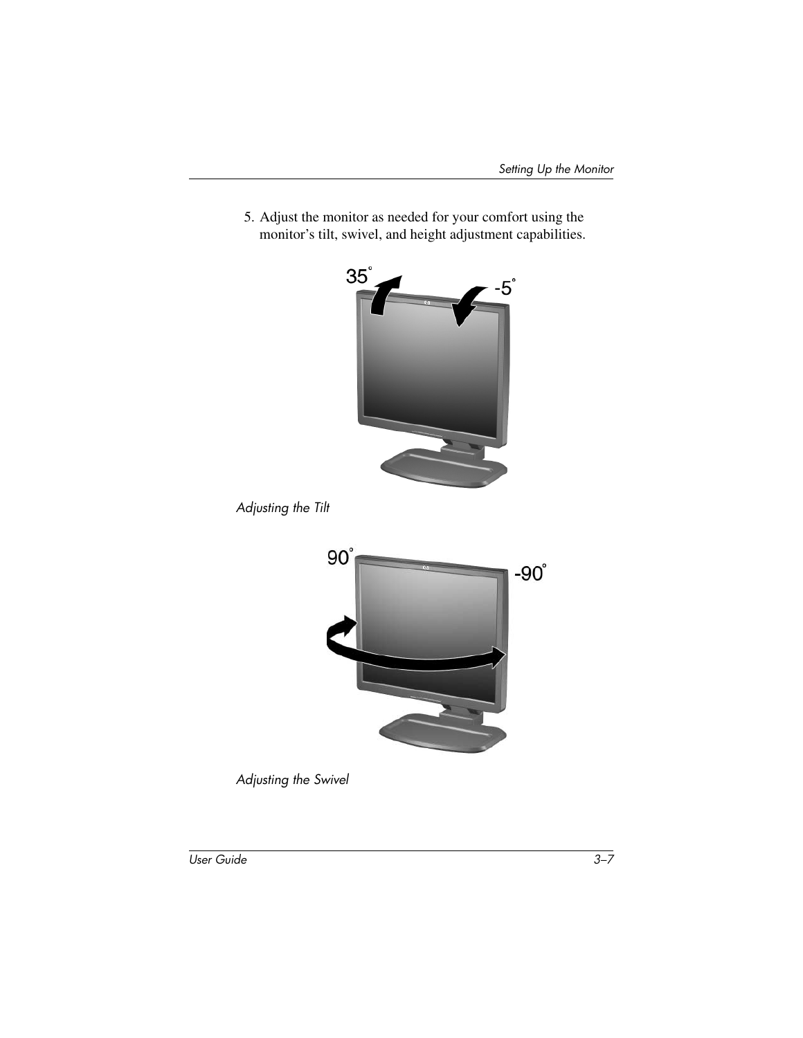5. Adjust the monitor as needed for your comfort using the monitor's tilt, swivel, and height adjustment capabilities.

*Adjusting the Tilt*

*Adjusting the Swivel*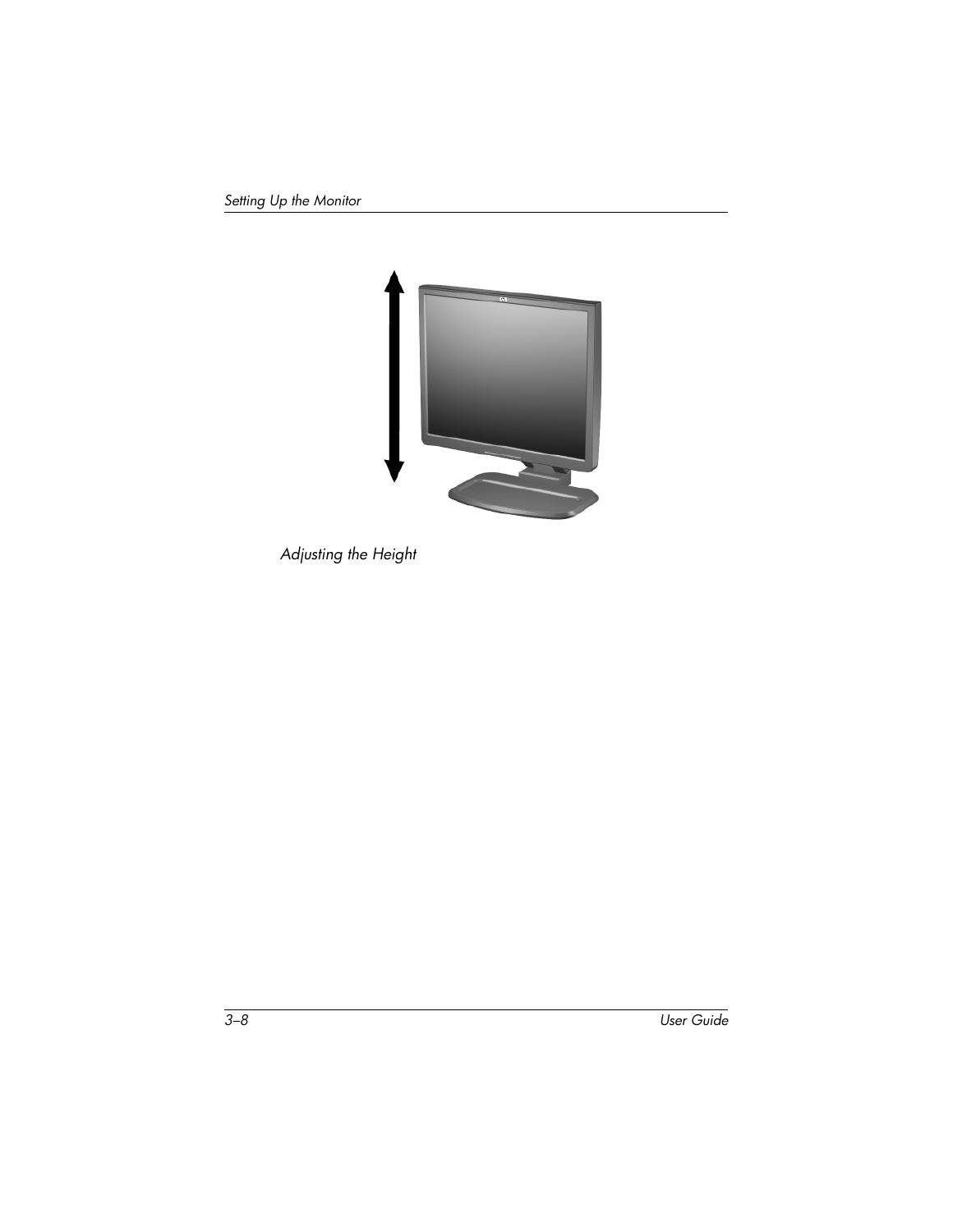*Adjusting the Height*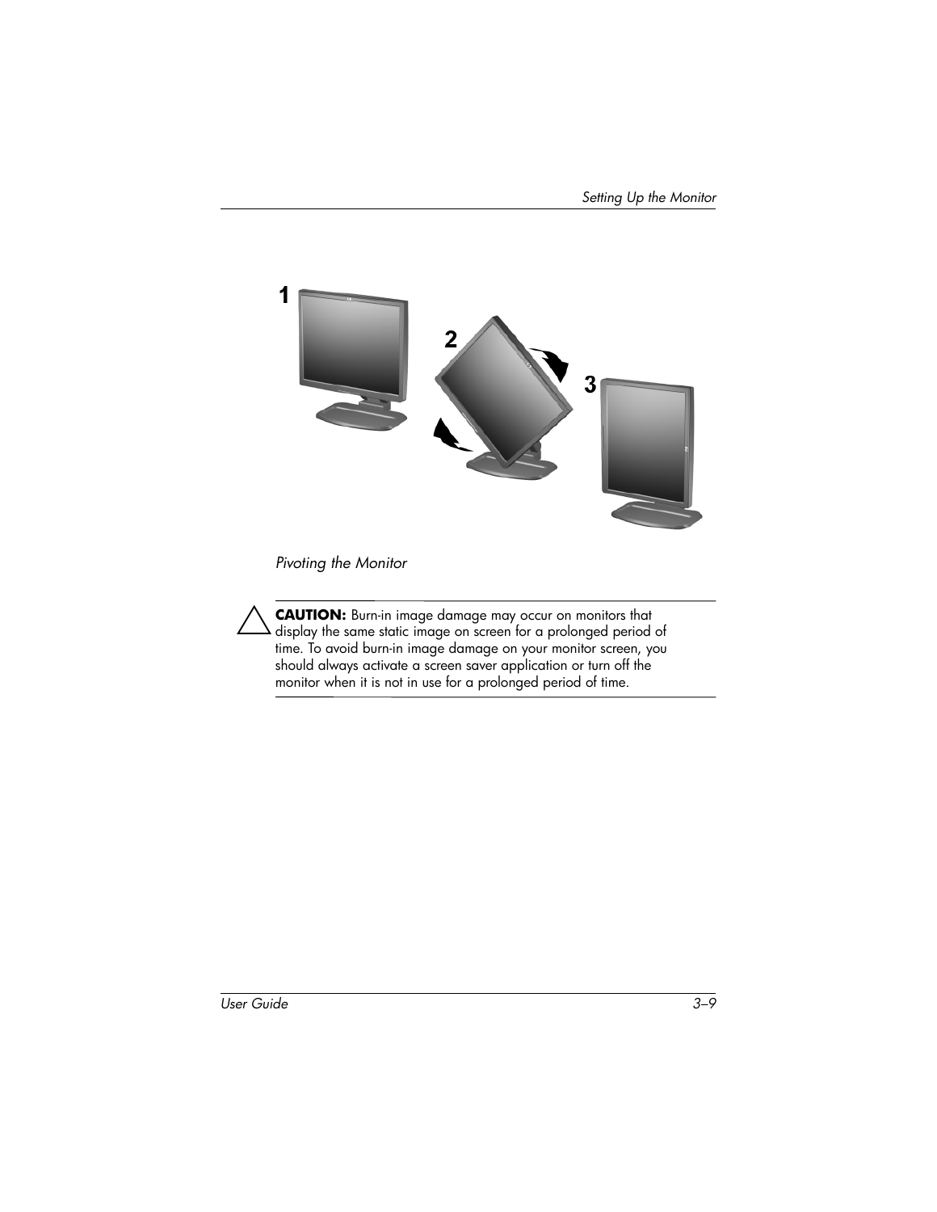*Pivoting the Monitor*

**CAUTION:** Burn-in image damage may occur on monitors that display the same static image on screen for a prolonged period of time. To avoid burn-in image damage on your monitor screen, you should always activate a screen saver application or turn off the monitor when it is not in use for a prolonged period of time.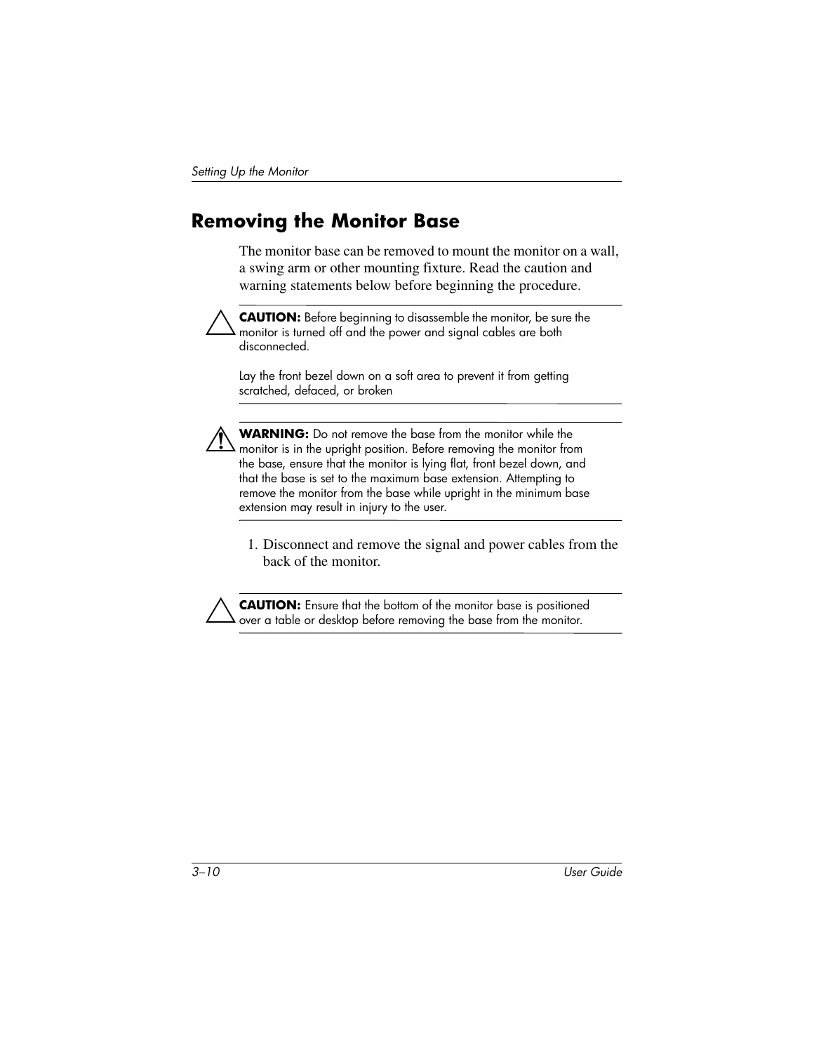## Removing the Monitor Base

The monitor base can be removed to mount the monitor on a wall, a swing arm or other mounting fixture. Read the caution and warning statements below before beginning the procedure.

**CAUTION:** Before beginning to disassemble the monitor, be sure the monitor is turned off and the power and signal cables are both disconnected.

Lay the front bezel down on a soft area to prevent it from getting scratched, defaced, or broken

**WARNING:** Do not remove the base from the monitor while the monitor is in the upright position. Before removing the monitor from the base, ensure that the monitor is lying flat, front bezel down, and that the base is set to the maximum base extension. Attempting to remove the monitor from the base while upright in the minimum base extension may result in injury to the user.

1. Disconnect and remove the signal and power cables from the back of the monitor.

**CAUTION:** Ensure that the bottom of the monitor base is positioned over a table or desktop before removing the base from the monitor.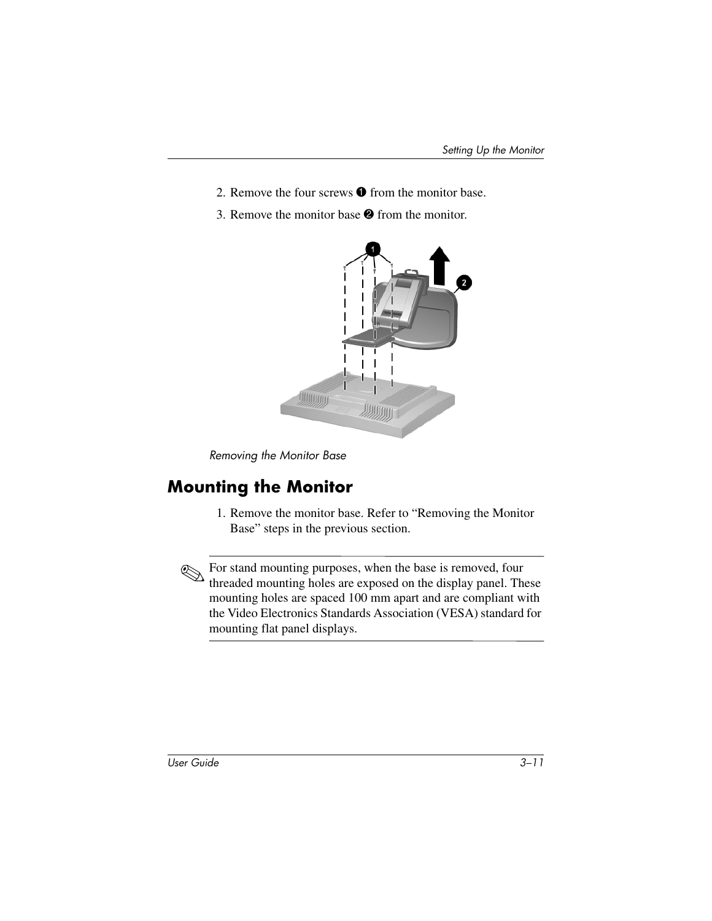2. Remove the four screws ❶ from the monitor base.
3. Remove the monitor base ❷ from the monitor.

*Removing the Monitor Base*

## Mounting the Monitor

1. Remove the monitor base. Refer to “Removing the Monitor Base” steps in the previous section.

✎ For stand mounting purposes, when the base is removed, four threaded mounting holes are exposed on the display panel. These mounting holes are spaced 100 mm apart and are compliant with the Video Electronics Standards Association (VESA) standard for mounting flat panel displays.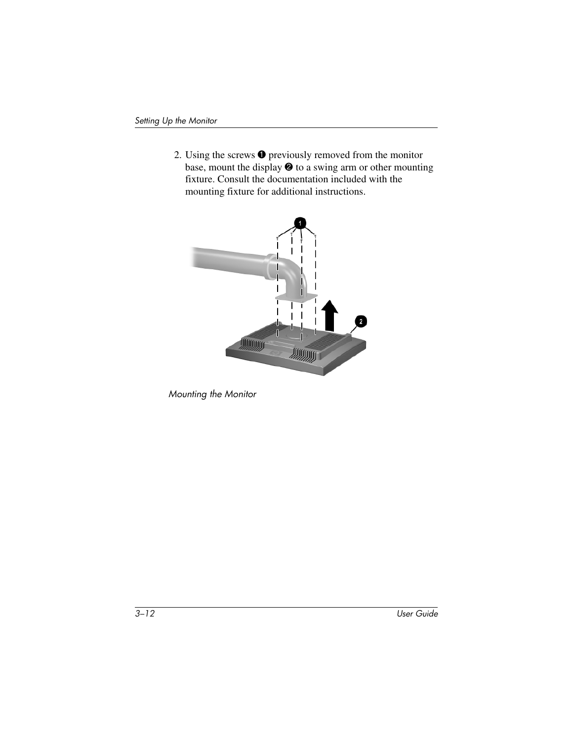2. Using the screws ❶ previously removed from the monitor base, mount the display ❷ to a swing arm or other mounting fixture. Consult the documentation included with the mounting fixture for additional instructions.

*Mounting the Monitor*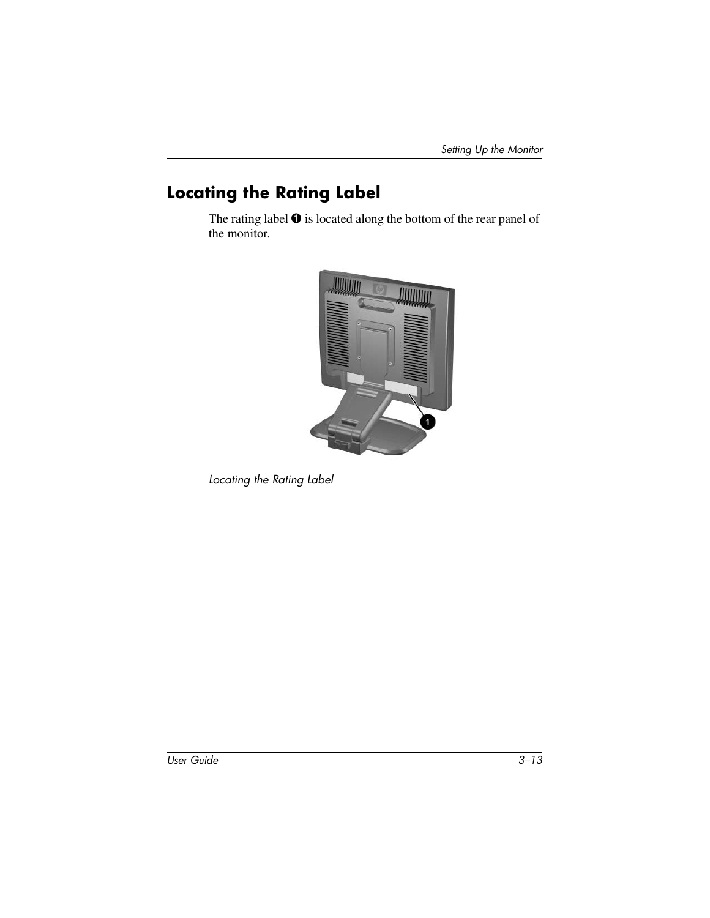## Locating the Rating Label

The rating label ❶ is located along the bottom of the rear panel of the monitor.

*Locating the Rating Label*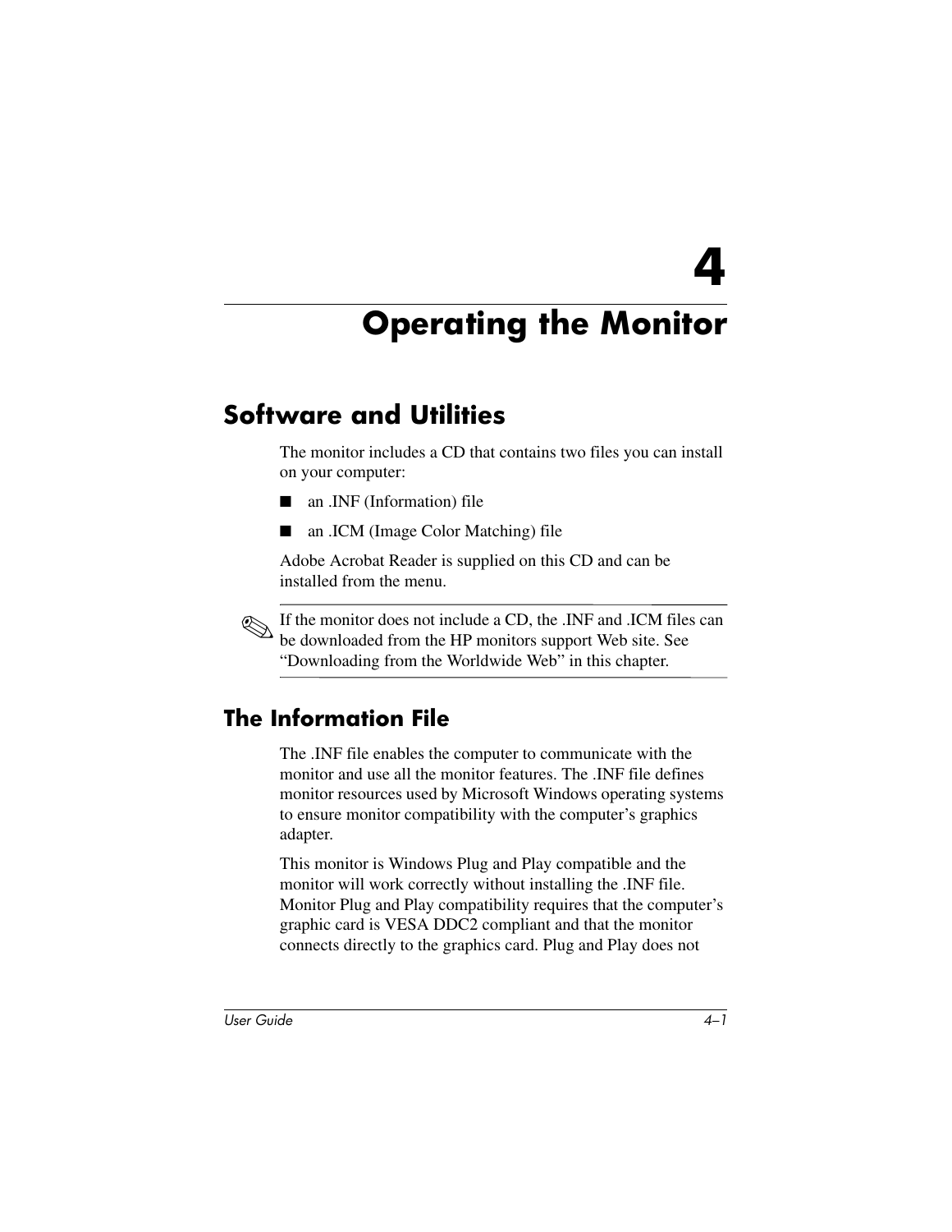# 4

# Operating the Monitor

## Software and Utilities

The monitor includes a CD that contains two files you can install on your computer:

- an .INF (Information) file
- an .ICM (Image Color Matching) file

Adobe Acrobat Reader is supplied on this CD and can be installed from the menu.

✎ If the monitor does not include a CD, the .INF and .ICM files can be downloaded from the HP monitors support Web site. See “Downloading from the Worldwide Web” in this chapter.

### The Information File

The .INF file enables the computer to communicate with the monitor and use all the monitor features. The .INF file defines monitor resources used by Microsoft Windows operating systems to ensure monitor compatibility with the computer’s graphics adapter.

This monitor is Windows Plug and Play compatible and the monitor will work correctly without installing the .INF file. Monitor Plug and Play compatibility requires that the computer’s graphic card is VESA DDC2 compliant and that the monitor connects directly to the graphics card. Plug and Play does not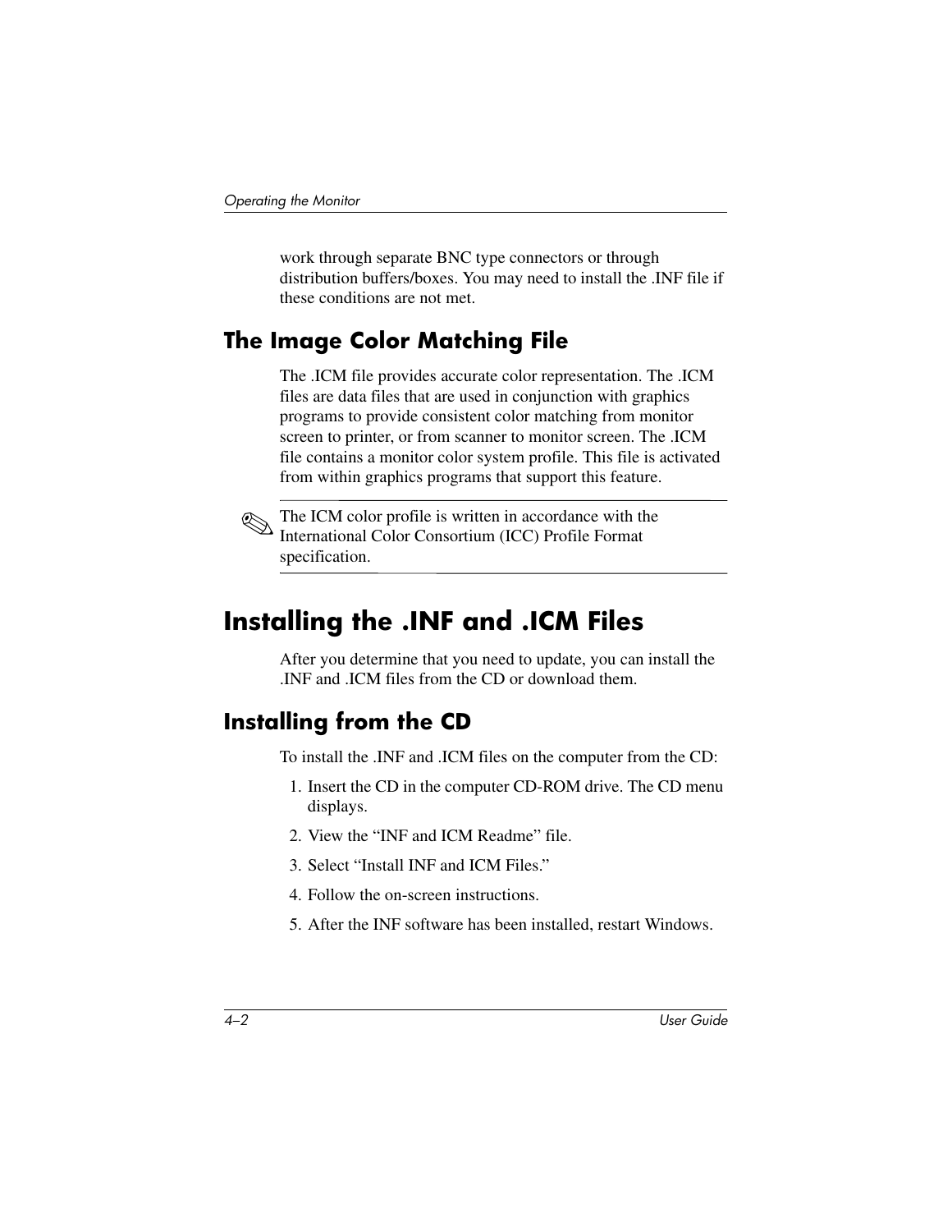work through separate BNC type connectors or through distribution buffers/boxes. You may need to install the .INF file if these conditions are not met.

## The Image Color Matching File

The .ICM file provides accurate color representation. The .ICM files are data files that are used in conjunction with graphics programs to provide consistent color matching from monitor screen to printer, or from scanner to monitor screen. The .ICM file contains a monitor color system profile. This file is activated from within graphics programs that support this feature.

✎ The ICM color profile is written in accordance with the International Color Consortium (ICC) Profile Format specification.

# Installing the .INF and .ICM Files

After you determine that you need to update, you can install the .INF and .ICM files from the CD or download them.

## Installing from the CD

To install the .INF and .ICM files on the computer from the CD:

1. Insert the CD in the computer CD-ROM drive. The CD menu displays.
2. View the “INF and ICM Readme” file.
3. Select “Install INF and ICM Files.”
4. Follow the on-screen instructions.
5. After the INF software has been installed, restart Windows.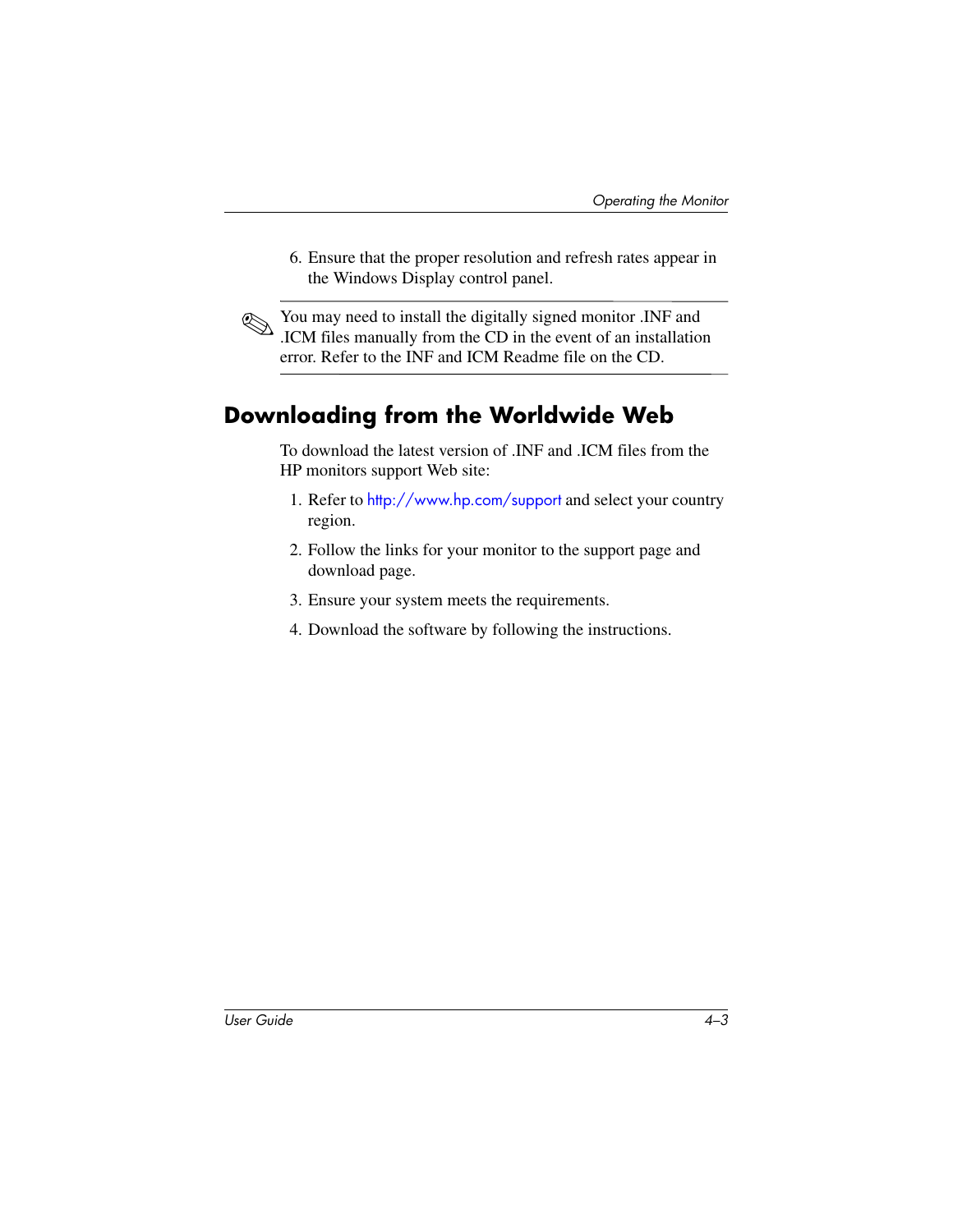6. Ensure that the proper resolution and refresh rates appear in the Windows Display control panel.

✎ You may need to install the digitally signed monitor .INF and .ICM files manually from the CD in the event of an installation error. Refer to the INF and ICM Readme file on the CD.

## Downloading from the Worldwide Web

To download the latest version of .INF and .ICM files from the HP monitors support Web site:

1. Refer to http://www.hp.com/support and select your country region.
2. Follow the links for your monitor to the support page and download page.
3. Ensure your system meets the requirements.
4. Download the software by following the instructions.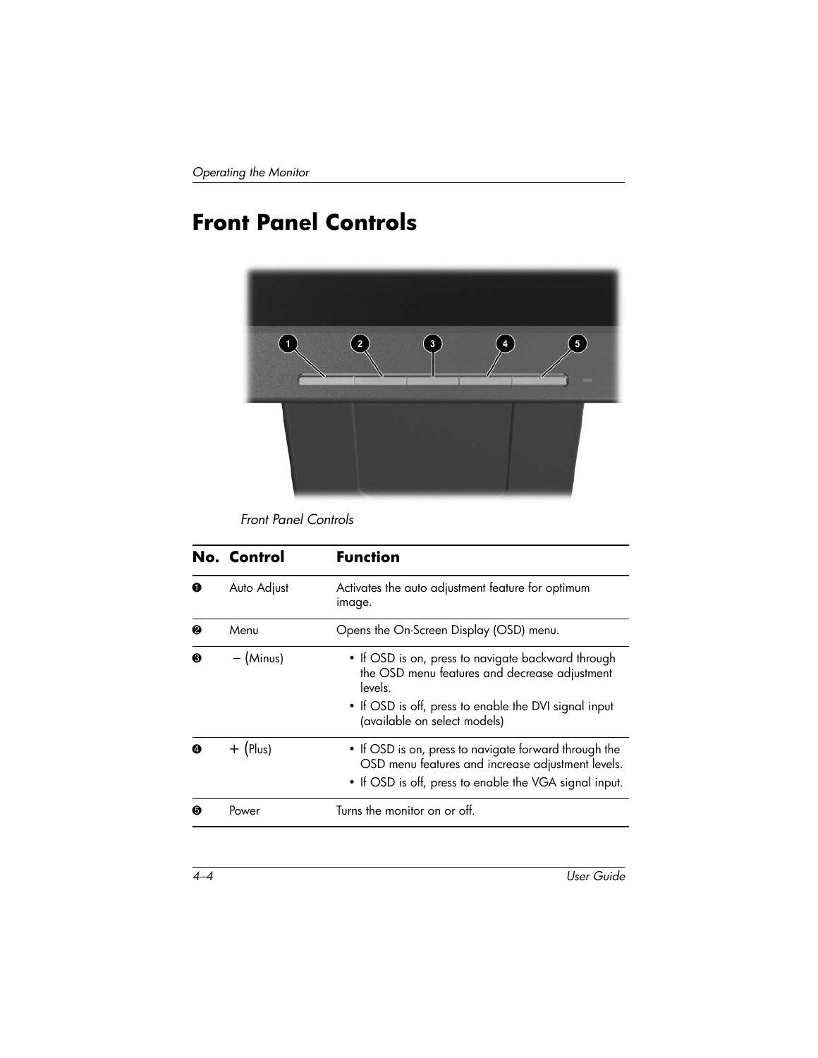# Front Panel Controls

*Front Panel Controls*

| No. | Control | Function |
| --- | --- | --- |
| ❶ | Auto Adjust | Activates the auto adjustment feature for optimum image. |
| ❷ | Menu | Opens the On-Screen Display (OSD) menu. |
| ❸ | – (Minus) | • If OSD is on, press to navigate backward through the OSD menu features and decrease adjustment levels.<br>• If OSD is off, press to enable the DVI signal input (available on select models) |
| ❹ | + (Plus) | • If OSD is on, press to navigate forward through the OSD menu features and increase adjustment levels.<br>• If OSD is off, press to enable the VGA signal input. |
| ❺ | Power | Turns the monitor on or off. |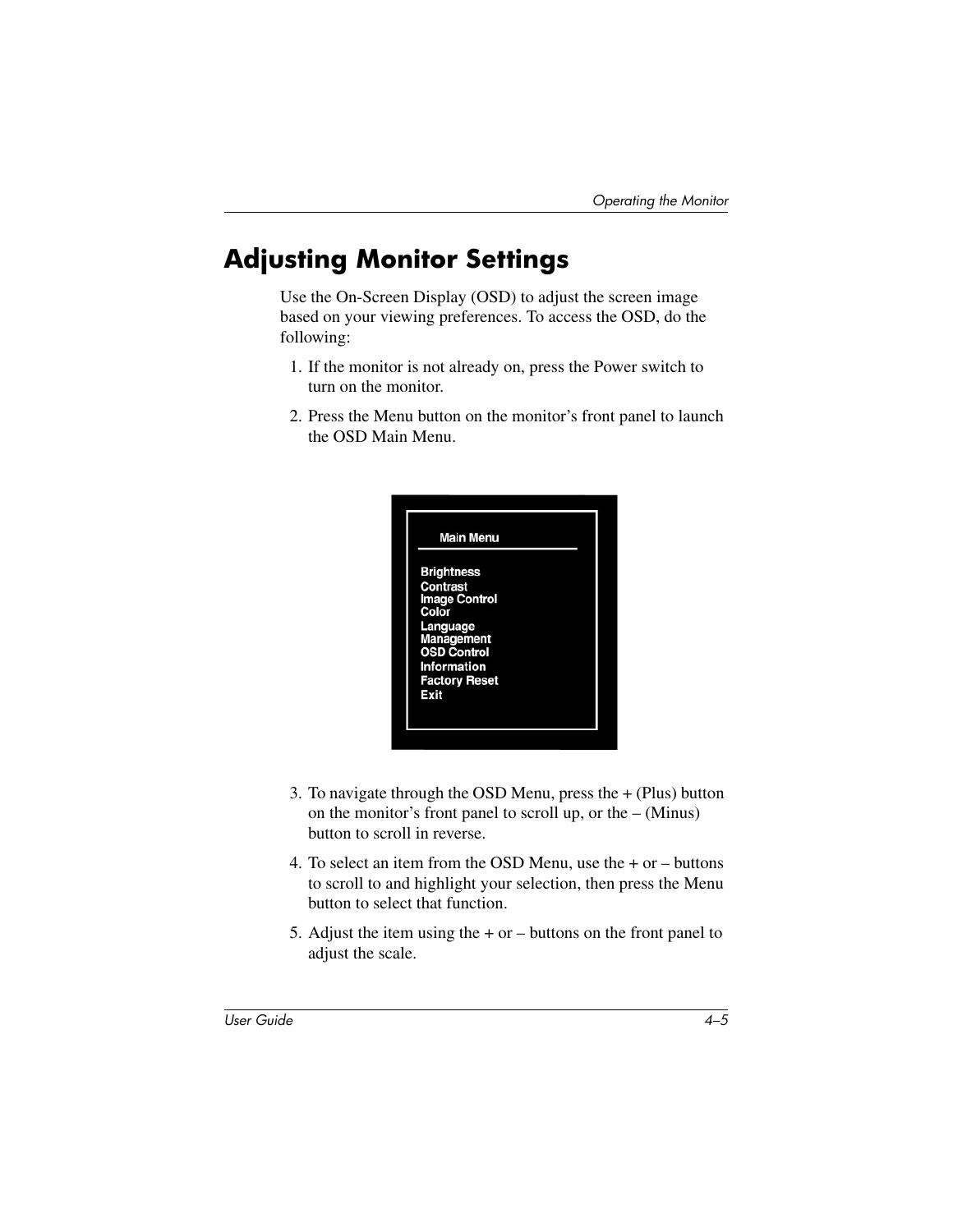# Adjusting Monitor Settings

Use the On-Screen Display (OSD) to adjust the screen image based on your viewing preferences. To access the OSD, do the following:

1. If the monitor is not already on, press the Power switch to turn on the monitor.
2. Press the Menu button on the monitor's front panel to launch the OSD Main Menu.

Main Menu

Brightness
Contrast
Image Control
Color
Language
Management
OSD Control
Information
Factory Reset
Exit

3. To navigate through the OSD Menu, press the + (Plus) button on the monitor's front panel to scroll up, or the – (Minus) button to scroll in reverse.
4. To select an item from the OSD Menu, use the + or – buttons to scroll to and highlight your selection, then press the Menu button to select that function.
5. Adjust the item using the + or – buttons on the front panel to adjust the scale.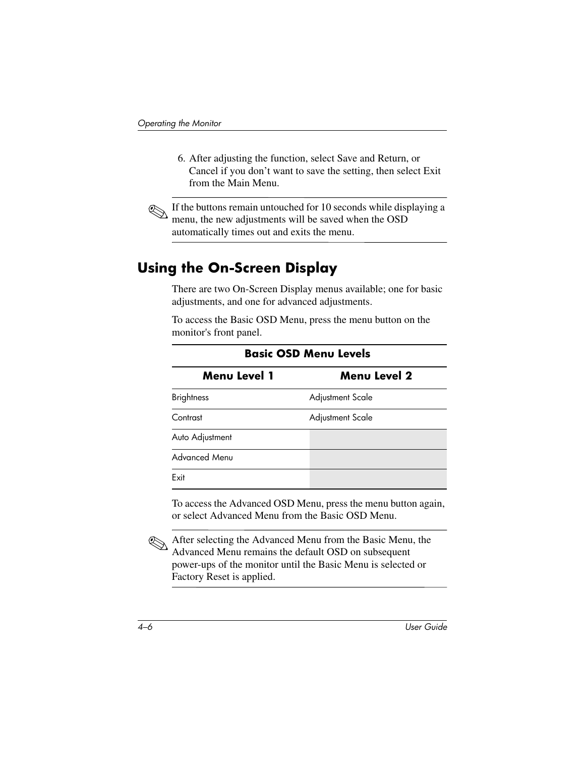6. After adjusting the function, select Save and Return, or Cancel if you don't want to save the setting, then select Exit from the Main Menu.

✎ If the buttons remain untouched for 10 seconds while displaying a menu, the new adjustments will be saved when the OSD automatically times out and exits the menu.

## Using the On-Screen Display

There are two On-Screen Display menus available; one for basic adjustments, and one for advanced adjustments.

To access the Basic OSD Menu, press the menu button on the monitor's front panel.

**Basic OSD Menu Levels**

| Menu Level 1 | Menu Level 2 |
|---|---|
| Brightness | Adjustment Scale |
| Contrast | Adjustment Scale |
| Auto Adjustment | |
| Advanced Menu | |
| Exit | |

To access the Advanced OSD Menu, press the menu button again, or select Advanced Menu from the Basic OSD Menu.

✎ After selecting the Advanced Menu from the Basic Menu, the Advanced Menu remains the default OSD on subsequent power-ups of the monitor until the Basic Menu is selected or Factory Reset is applied.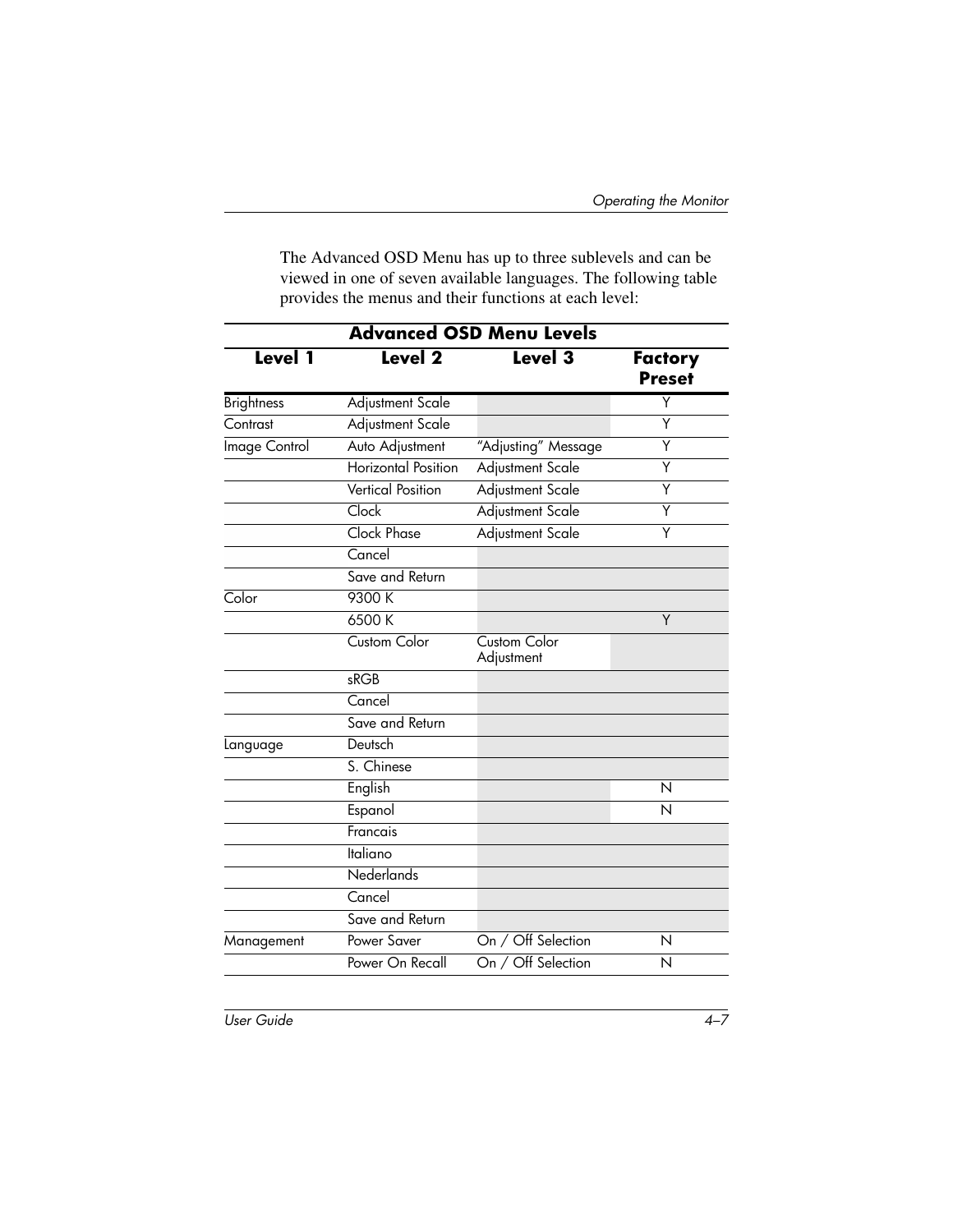The Advanced OSD Menu has up to three sublevels and can be viewed in one of seven available languages. The following table provides the menus and their functions at each level:

**Advanced OSD Menu Levels**

| Level 1 | Level 2 | Level 3 | Factory Preset |
|---|---|---|---|
| Brightness | Adjustment Scale | | Y |
| Contrast | Adjustment Scale | | Y |
| Image Control | Auto Adjustment | "Adjusting" Message | Y |
| | Horizontal Position | Adjustment Scale | Y |
| | Vertical Position | Adjustment Scale | Y |
| | Clock | Adjustment Scale | Y |
| | Clock Phase | Adjustment Scale | Y |
| | Cancel | | |
| | Save and Return | | |
| Color | 9300 K | | |
| | 6500 K | | Y |
| | Custom Color | Custom Color Adjustment | |
| | sRGB | | |
| | Cancel | | |
| | Save and Return | | |
| Language | Deutsch | | |
| | S. Chinese | | |
| | English | | N |
| | Espanol | | N |
| | Francais | | |
| | Italiano | | |
| | Nederlands | | |
| | Cancel | | |
| | Save and Return | | |
| Management | Power Saver | On / Off Selection | N |
| | Power On Recall | On / Off Selection | N |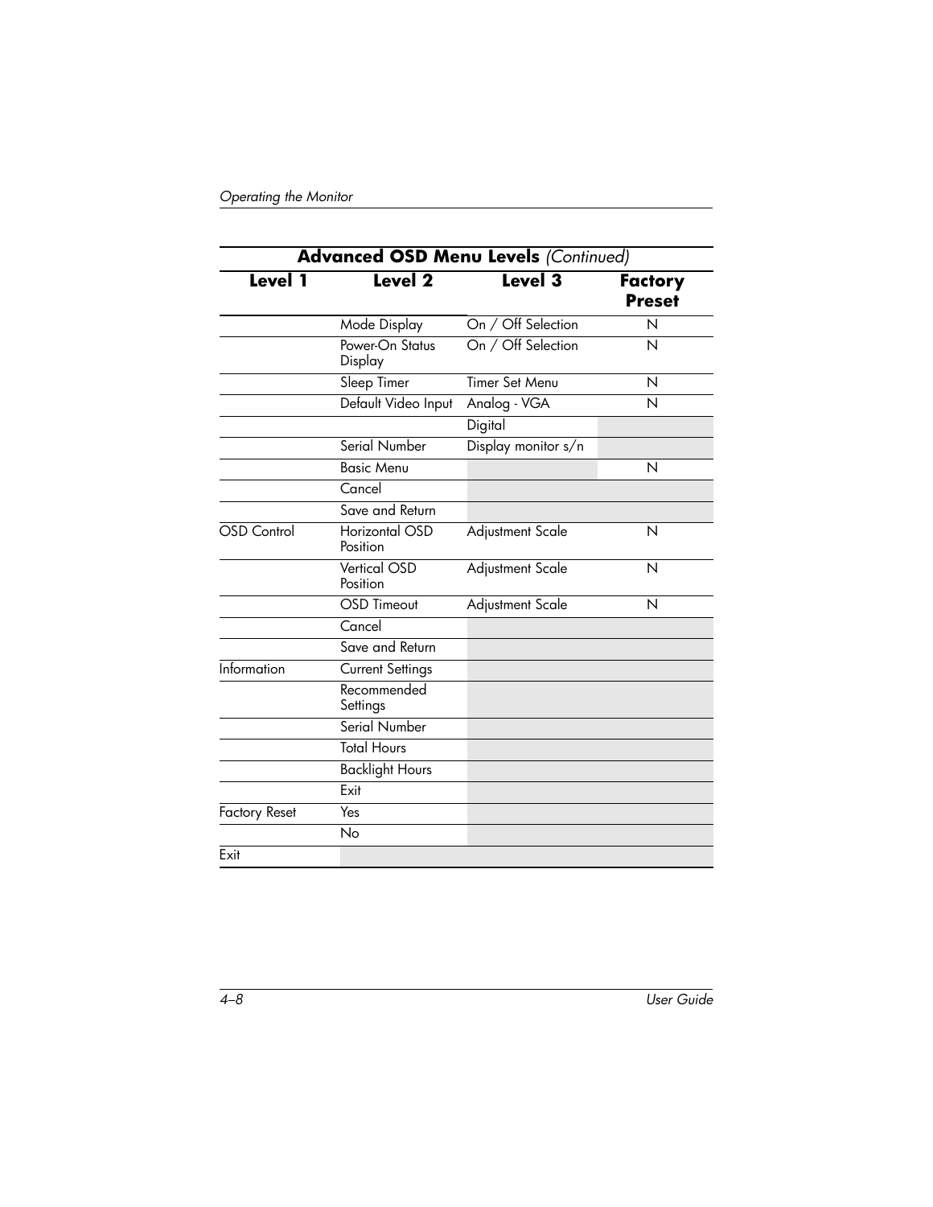| **Advanced OSD Menu Levels** *(Continued)* | | | |
|---|---|---|---|
| **Level 1** | **Level 2** | **Level 3** | **Factory Preset** |
| | Mode Display | On / Off Selection | N |
| | Power-On Status Display | On / Off Selection | N |
| | Sleep Timer | Timer Set Menu | N |
| | Default Video Input | Analog - VGA | N |
| | | Digital | |
| | Serial Number | Display monitor s/n | |
| | Basic Menu | | N |
| | Cancel | | |
| | Save and Return | | |
| OSD Control | Horizontal OSD Position | Adjustment Scale | N |
| | Vertical OSD Position | Adjustment Scale | N |
| | OSD Timeout | Adjustment Scale | N |
| | Cancel | | |
| | Save and Return | | |
| Information | Current Settings | | |
| | Recommended Settings | | |
| | Serial Number | | |
| | Total Hours | | |
| | Backlight Hours | | |
| | Exit | | |
| Factory Reset | Yes | | |
| | No | | |
| Exit | | | |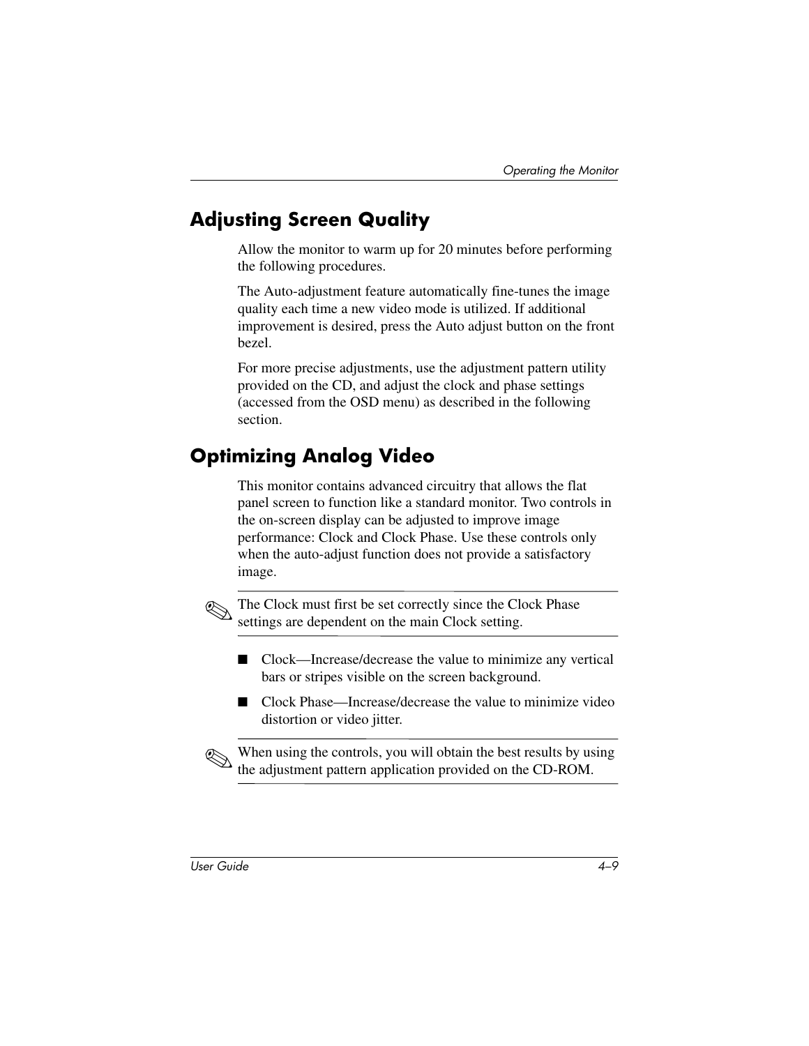## Adjusting Screen Quality

Allow the monitor to warm up for 20 minutes before performing the following procedures.

The Auto-adjustment feature automatically fine-tunes the image quality each time a new video mode is utilized. If additional improvement is desired, press the Auto adjust button on the front bezel.

For more precise adjustments, use the adjustment pattern utility provided on the CD, and adjust the clock and phase settings (accessed from the OSD menu) as described in the following section.

## Optimizing Analog Video

This monitor contains advanced circuitry that allows the flat panel screen to function like a standard monitor. Two controls in the on-screen display can be adjusted to improve image performance: Clock and Clock Phase. Use these controls only when the auto-adjust function does not provide a satisfactory image.

✎ The Clock must first be set correctly since the Clock Phase settings are dependent on the main Clock setting.

- Clock—Increase/decrease the value to minimize any vertical bars or stripes visible on the screen background.
- Clock Phase—Increase/decrease the value to minimize video distortion or video jitter.

✎ When using the controls, you will obtain the best results by using the adjustment pattern application provided on the CD-ROM.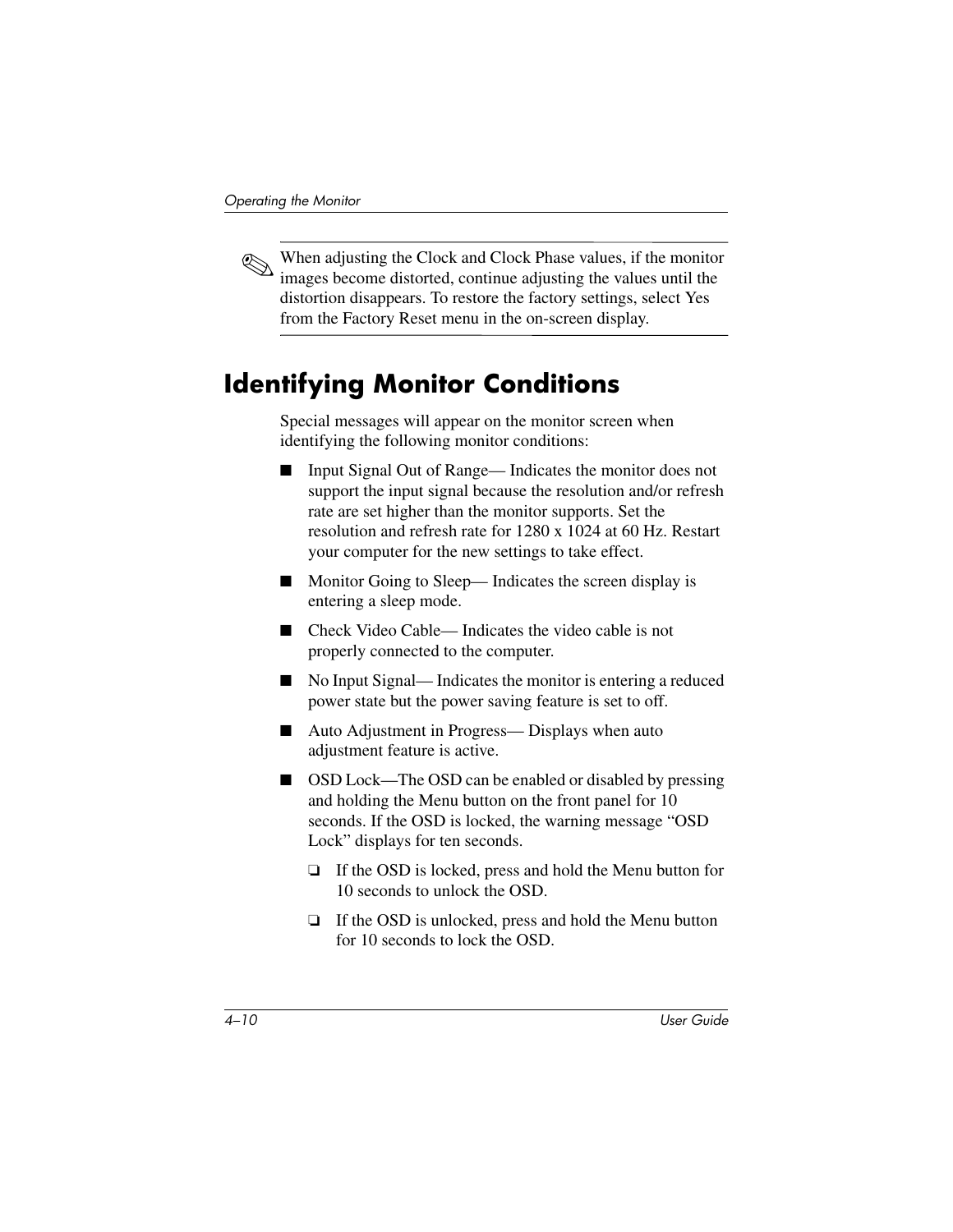✎ When adjusting the Clock and Clock Phase values, if the monitor images become distorted, continue adjusting the values until the distortion disappears. To restore the factory settings, select Yes from the Factory Reset menu in the on-screen display.

## Identifying Monitor Conditions

Special messages will appear on the monitor screen when identifying the following monitor conditions:

- Input Signal Out of Range— Indicates the monitor does not support the input signal because the resolution and/or refresh rate are set higher than the monitor supports. Set the resolution and refresh rate for 1280 x 1024 at 60 Hz. Restart your computer for the new settings to take effect.
- Monitor Going to Sleep— Indicates the screen display is entering a sleep mode.
- Check Video Cable— Indicates the video cable is not properly connected to the computer.
- No Input Signal— Indicates the monitor is entering a reduced power state but the power saving feature is set to off.
- Auto Adjustment in Progress— Displays when auto adjustment feature is active.
- OSD Lock—The OSD can be enabled or disabled by pressing and holding the Menu button on the front panel for 10 seconds. If the OSD is locked, the warning message “OSD Lock” displays for ten seconds.
  - If the OSD is locked, press and hold the Menu button for 10 seconds to unlock the OSD.
  - If the OSD is unlocked, press and hold the Menu button for 10 seconds to lock the OSD.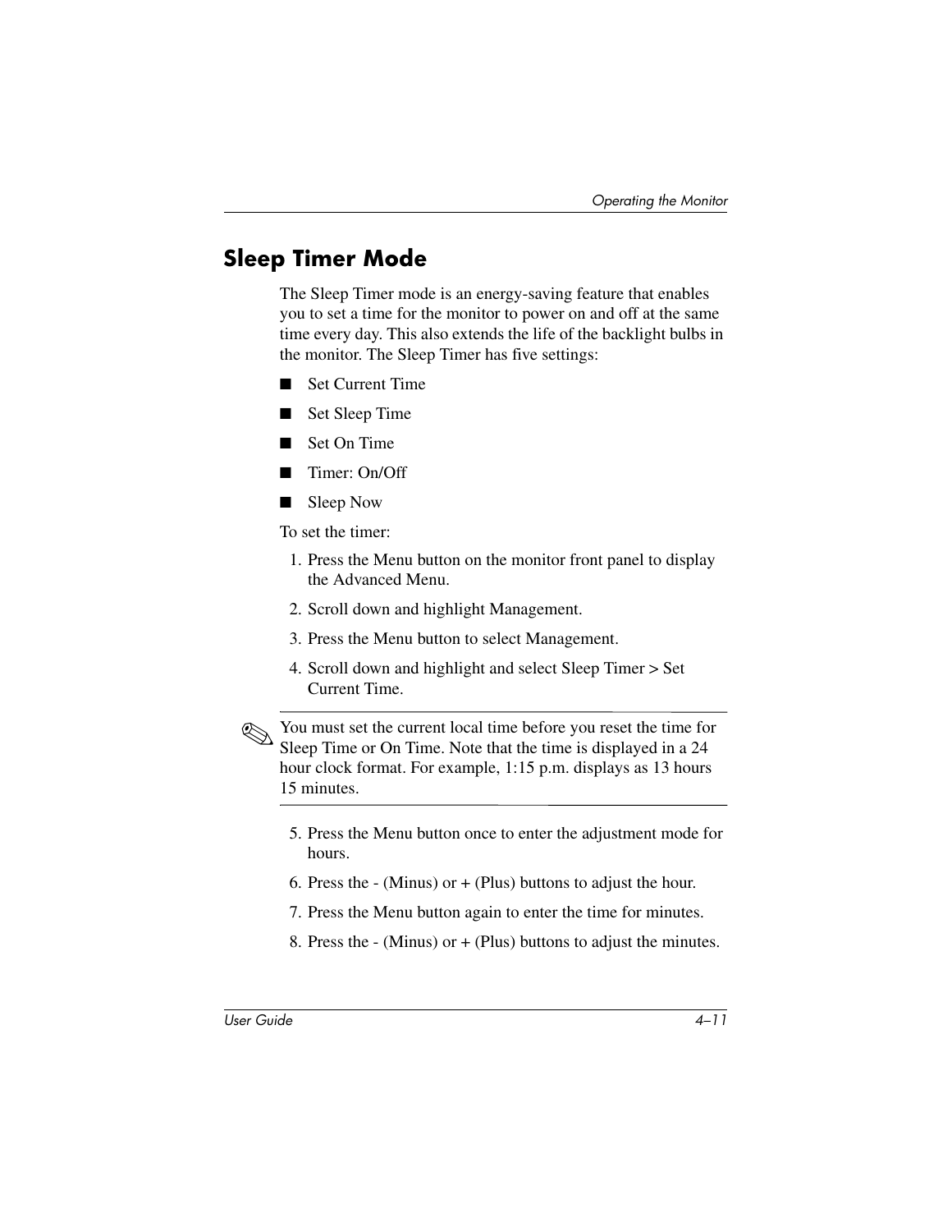## Sleep Timer Mode

The Sleep Timer mode is an energy-saving feature that enables you to set a time for the monitor to power on and off at the same time every day. This also extends the life of the backlight bulbs in the monitor. The Sleep Timer has five settings:

- Set Current Time
- Set Sleep Time
- Set On Time
- Timer: On/Off
- Sleep Now

To set the timer:

1. Press the Menu button on the monitor front panel to display the Advanced Menu.
2. Scroll down and highlight Management.
3. Press the Menu button to select Management.
4. Scroll down and highlight and select Sleep Timer > Set Current Time.

---

✎ You must set the current local time before you reset the time for Sleep Time or On Time. Note that the time is displayed in a 24 hour clock format. For example, 1:15 p.m. displays as 13 hours 15 minutes.

---

5. Press the Menu button once to enter the adjustment mode for hours.
6. Press the - (Minus) or + (Plus) buttons to adjust the hour.
7. Press the Menu button again to enter the time for minutes.
8. Press the - (Minus) or + (Plus) buttons to adjust the minutes.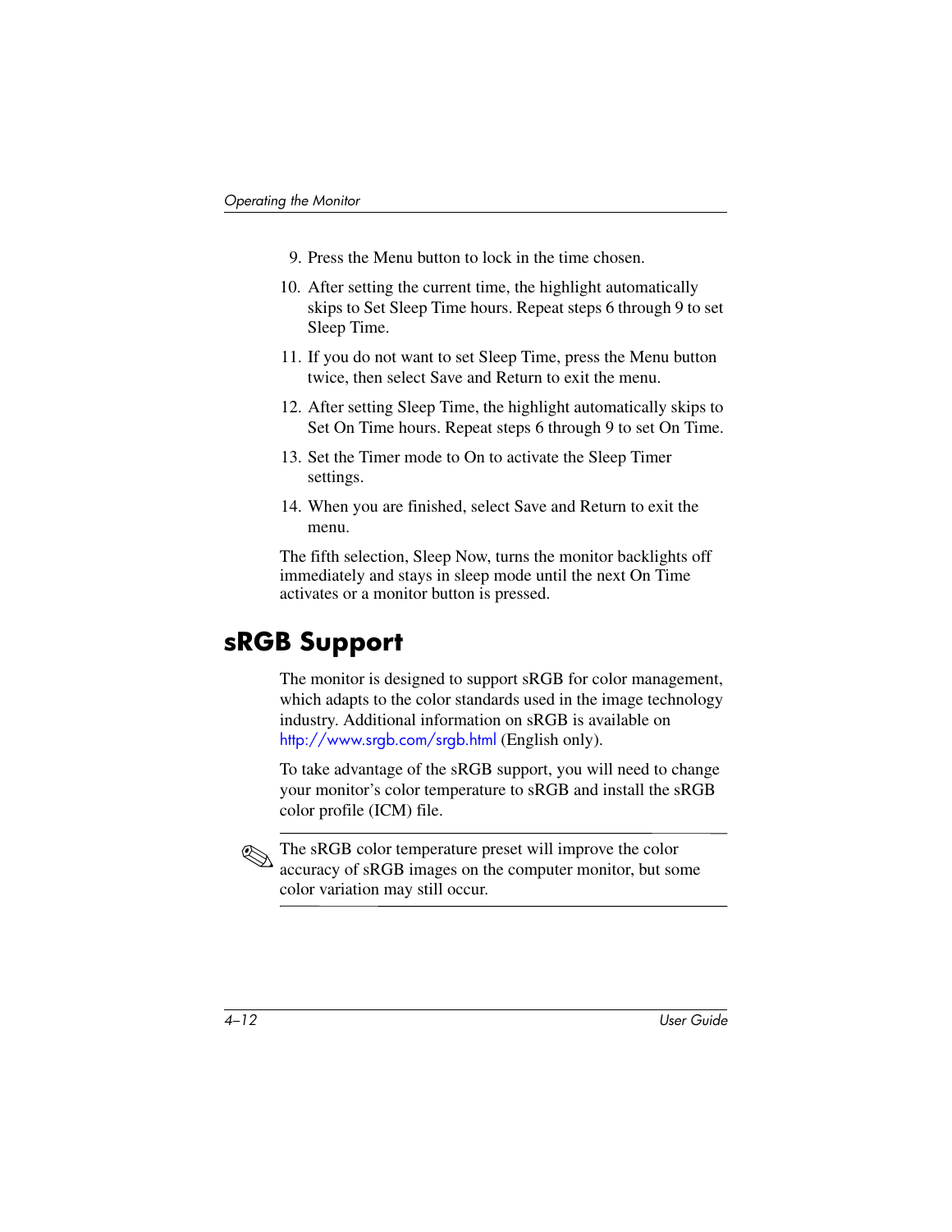9. Press the Menu button to lock in the time chosen.
10. After setting the current time, the highlight automatically skips to Set Sleep Time hours. Repeat steps 6 through 9 to set Sleep Time.
11. If you do not want to set Sleep Time, press the Menu button twice, then select Save and Return to exit the menu.
12. After setting Sleep Time, the highlight automatically skips to Set On Time hours. Repeat steps 6 through 9 to set On Time.
13. Set the Timer mode to On to activate the Sleep Timer settings.
14. When you are finished, select Save and Return to exit the menu.

The fifth selection, Sleep Now, turns the monitor backlights off immediately and stays in sleep mode until the next On Time activates or a monitor button is pressed.

## sRGB Support

The monitor is designed to support sRGB for color management, which adapts to the color standards used in the image technology industry. Additional information on sRGB is available on http://www.srgb.com/srgb.html (English only).

To take advantage of the sRGB support, you will need to change your monitor's color temperature to sRGB and install the sRGB color profile (ICM) file.

✎ The sRGB color temperature preset will improve the color accuracy of sRGB images on the computer monitor, but some color variation may still occur.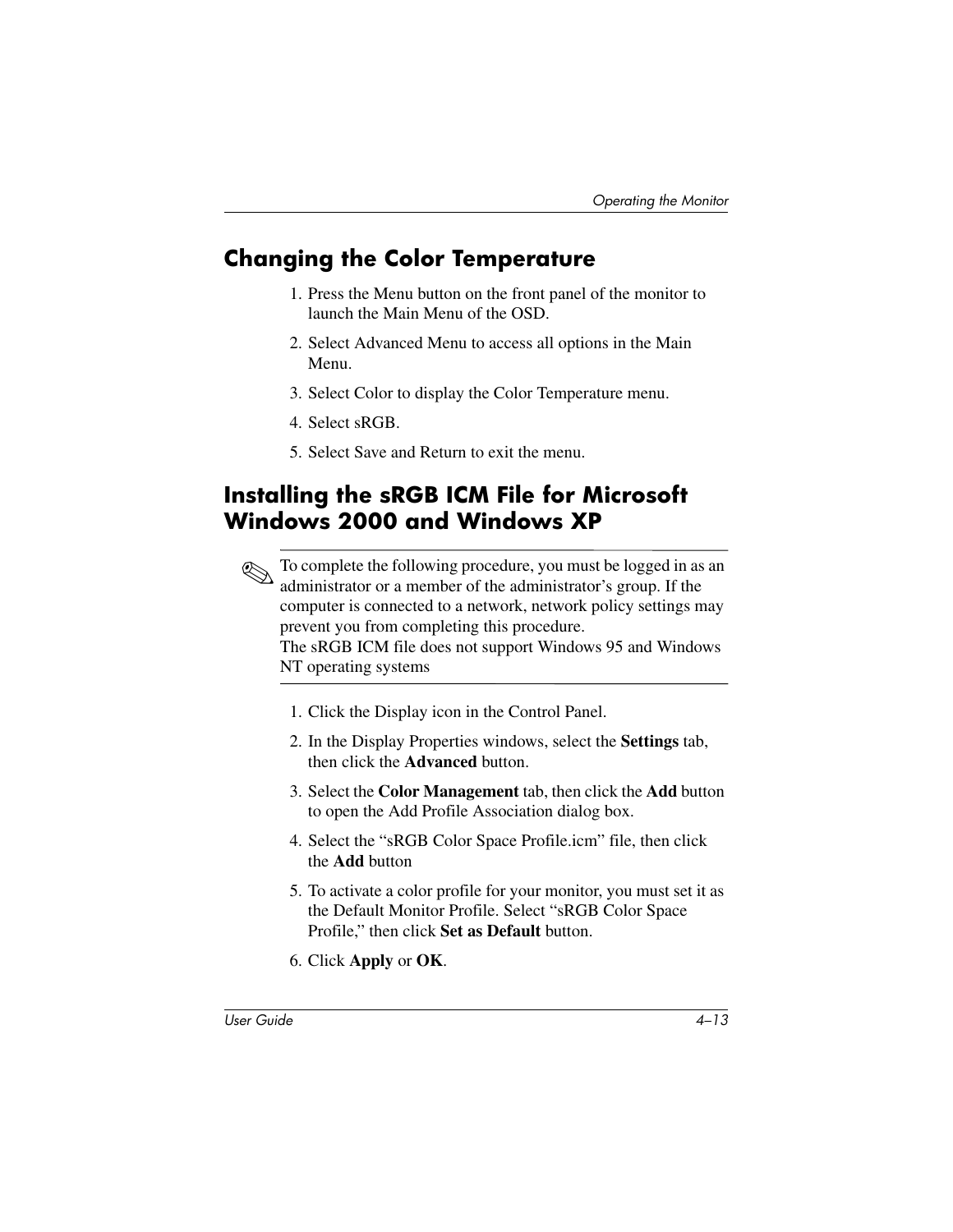## Changing the Color Temperature

1. Press the Menu button on the front panel of the monitor to launch the Main Menu of the OSD.
2. Select Advanced Menu to access all options in the Main Menu.
3. Select Color to display the Color Temperature menu.
4. Select sRGB.
5. Select Save and Return to exit the menu.

## Installing the sRGB ICM File for Microsoft Windows 2000 and Windows XP

✎ To complete the following procedure, you must be logged in as an administrator or a member of the administrator's group. If the computer is connected to a network, network policy settings may prevent you from completing this procedure.
The sRGB ICM file does not support Windows 95 and Windows NT operating systems

1. Click the Display icon in the Control Panel.
2. In the Display Properties windows, select the **Settings** tab, then click the **Advanced** button.
3. Select the **Color Management** tab, then click the **Add** button to open the Add Profile Association dialog box.
4. Select the "sRGB Color Space Profile.icm" file, then click the **Add** button
5. To activate a color profile for your monitor, you must set it as the Default Monitor Profile. Select "sRGB Color Space Profile," then click **Set as Default** button.
6. Click **Apply** or **OK**.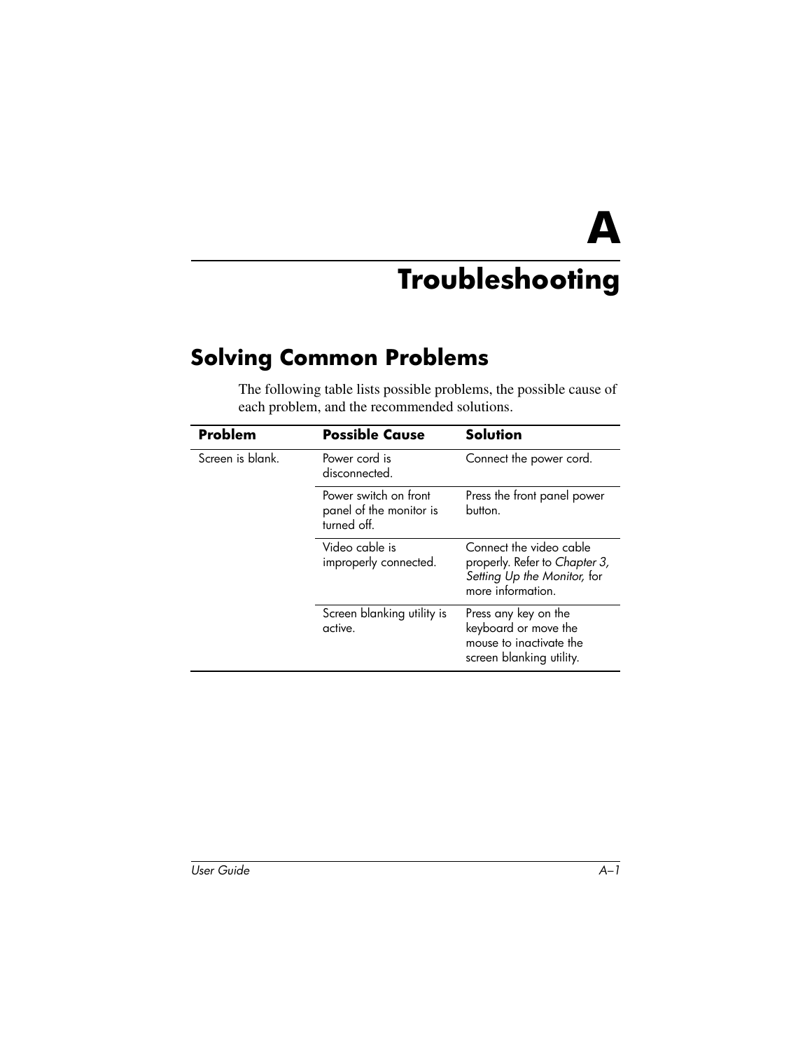# A

# Troubleshooting

## Solving Common Problems

The following table lists possible problems, the possible cause of each problem, and the recommended solutions.

| Problem | Possible Cause | Solution |
|---|---|---|
| Screen is blank. | Power cord is disconnected. | Connect the power cord. |
| | Power switch on front panel of the monitor is turned off. | Press the front panel power button. |
| | Video cable is improperly connected. | Connect the video cable properly. Refer to *Chapter 3, Setting Up the Monitor,* for more information. |
| | Screen blanking utility is active. | Press any key on the keyboard or move the mouse to inactivate the screen blanking utility. |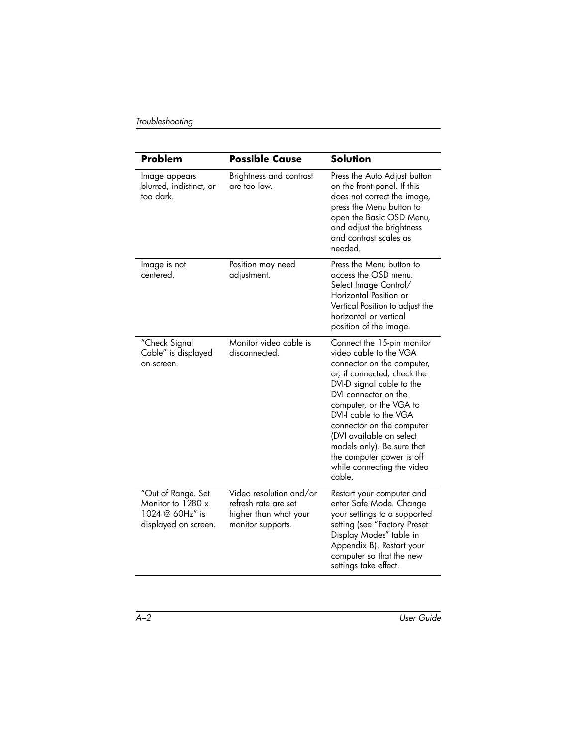| Problem | Possible Cause | Solution |
| --- | --- | --- |
| Image appears blurred, indistinct, or too dark. | Brightness and contrast are too low. | Press the Auto Adjust button on the front panel. If this does not correct the image, press the Menu button to open the Basic OSD Menu, and adjust the brightness and contrast scales as needed. |
| Image is not centered. | Position may need adjustment. | Press the Menu button to access the OSD menu. Select Image Control/ Horizontal Position or Vertical Position to adjust the horizontal or vertical position of the image. |
| "Check Signal Cable" is displayed on screen. | Monitor video cable is disconnected. | Connect the 15-pin monitor video cable to the VGA connector on the computer, or, if connected, check the DVI-D signal cable to the DVI connector on the computer, or the VGA to DVI-I cable to the VGA connector on the computer (DVI available on select models only). Be sure that the computer power is off while connecting the video cable. |
| "Out of Range. Set Monitor to 1280 x 1024 @ 60Hz" is displayed on screen. | Video resolution and/or refresh rate are set higher than what your monitor supports. | Restart your computer and enter Safe Mode. Change your settings to a supported setting (see "Factory Preset Display Modes" table in Appendix B). Restart your computer so that the new settings take effect. |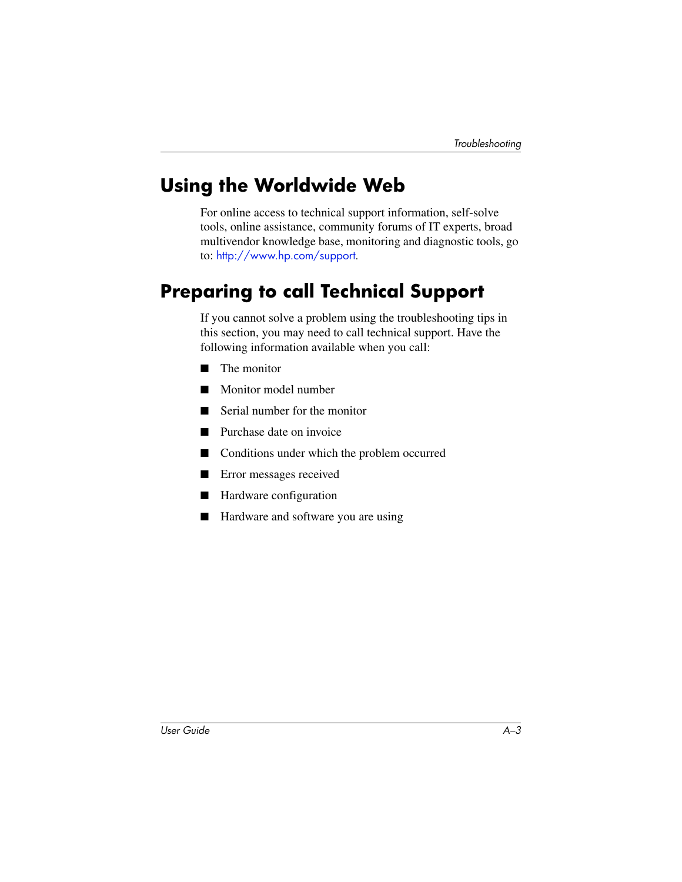## Using the Worldwide Web

For online access to technical support information, self-solve tools, online assistance, community forums of IT experts, broad multivendor knowledge base, monitoring and diagnostic tools, go to: http://www.hp.com/support.

## Preparing to call Technical Support

If you cannot solve a problem using the troubleshooting tips in this section, you may need to call technical support. Have the following information available when you call:

- The monitor
- Monitor model number
- Serial number for the monitor
- Purchase date on invoice
- Conditions under which the problem occurred
- Error messages received
- Hardware configuration
- Hardware and software you are using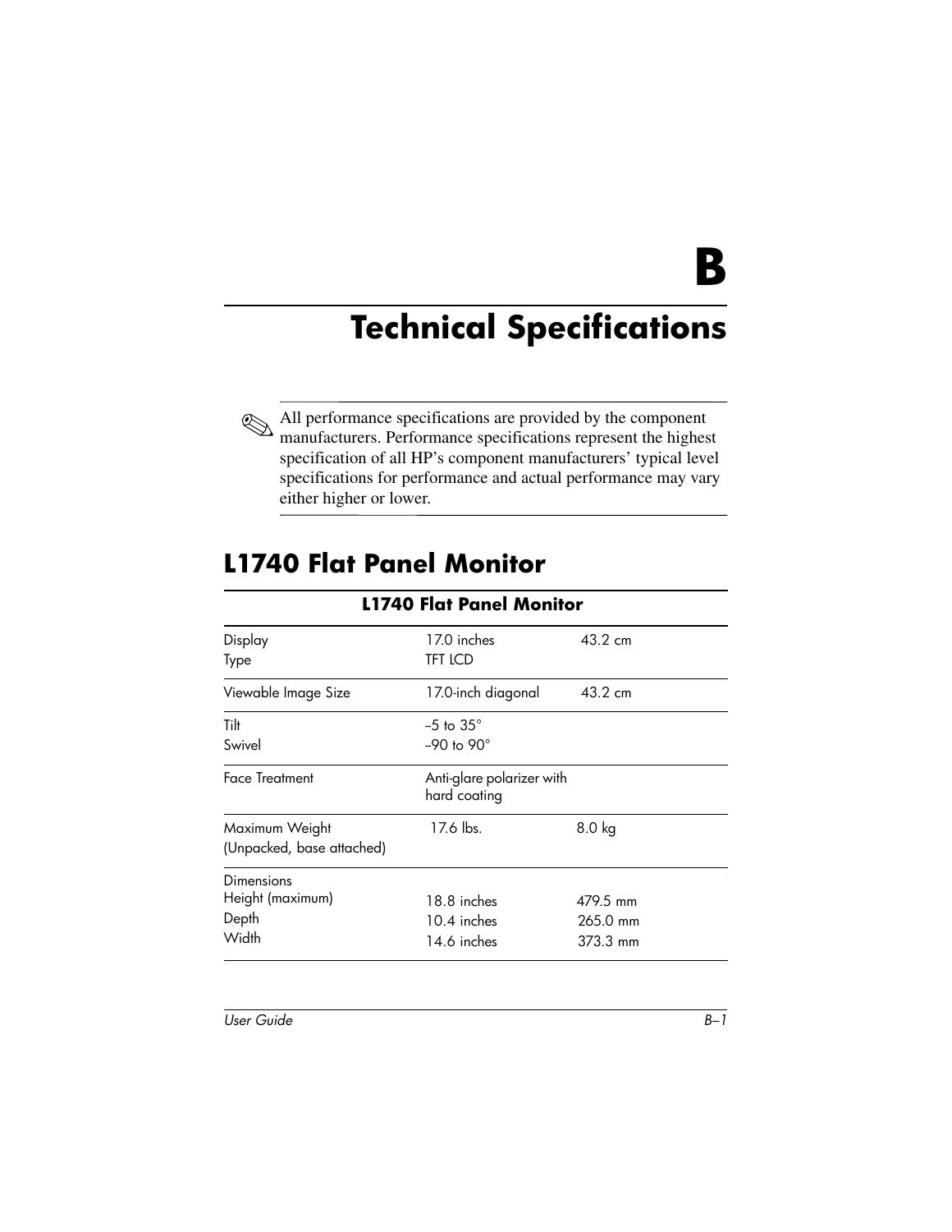# B

# Technical Specifications

✎ All performance specifications are provided by the component manufacturers. Performance specifications represent the highest specification of all HP's component manufacturers' typical level specifications for performance and actual performance may vary either higher or lower.

## L1740 Flat Panel Monitor

| L1740 Flat Panel Monitor | | |
|---|---|---|
| Display<br>Type | 17.0 inches<br>TFT LCD | 43.2 cm |
| Viewable Image Size | 17.0-inch diagonal | 43.2 cm |
| Tilt<br>Swivel | –5 to 35°<br>–90 to 90° | |
| Face Treatment | Anti-glare polarizer with hard coating | |
| Maximum Weight<br>(Unpacked, base attached) | 17.6 lbs. | 8.0 kg |
| Dimensions<br>Height (maximum)<br>Depth<br>Width | <br>18.8 inches<br>10.4 inches<br>14.6 inches | <br>479.5 mm<br>265.0 mm<br>373.3 mm |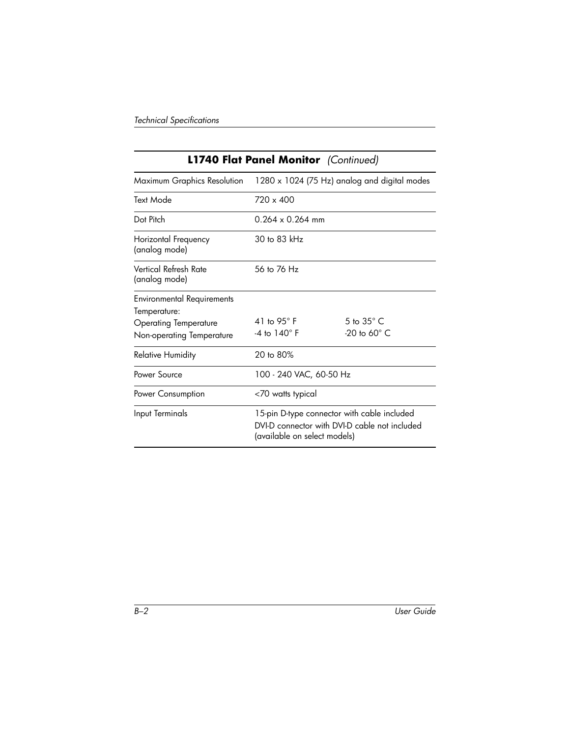| L1740 Flat Panel Monitor *(Continued)* | | |
|---|---|---|
| Maximum Graphics Resolution | 1280 x 1024 (75 Hz) analog and digital modes | |
| Text Mode | 720 x 400 | |
| Dot Pitch | 0.264 x 0.264 mm | |
| Horizontal Frequency (analog mode) | 30 to 83 kHz | |
| Vertical Refresh Rate (analog mode) | 56 to 76 Hz | |
| Environmental Requirements<br>Temperature:<br>Operating Temperature<br>Non-operating Temperature | <br><br>41 to 95° F<br>-4 to 140° F | <br><br>5 to 35° C<br>-20 to 60° C |
| Relative Humidity | 20 to 80% | |
| Power Source | 100 - 240 VAC, 60-50 Hz | |
| Power Consumption | <70 watts typical | |
| Input Terminals | 15-pin D-type connector with cable included<br>DVI-D connector with DVI-D cable not included (available on select models) | |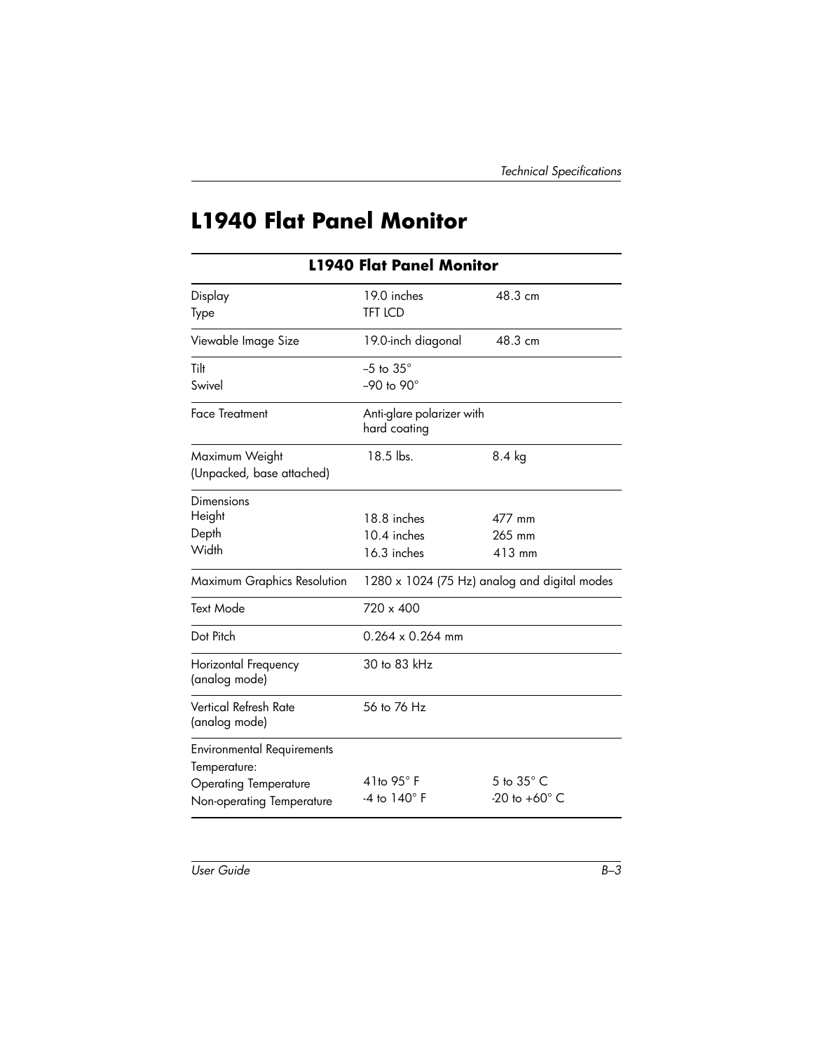# L1940 Flat Panel Monitor

| L1940 Flat Panel Monitor | | |
|---|---|---|
| Display<br>Type | 19.0 inches<br>TFT LCD | 48.3 cm |
| Viewable Image Size | 19.0-inch diagonal | 48.3 cm |
| Tilt<br>Swivel | –5 to 35°<br>–90 to 90° | |
| Face Treatment | Anti-glare polarizer with hard coating | |
| Maximum Weight (Unpacked, base attached) | 18.5 lbs. | 8.4 kg |
| Dimensions<br>Height<br>Depth<br>Width | <br>18.8 inches<br>10.4 inches<br>16.3 inches | <br>477 mm<br>265 mm<br>413 mm |
| Maximum Graphics Resolution | 1280 x 1024 (75 Hz) analog and digital modes | |
| Text Mode | 720 x 400 | |
| Dot Pitch | 0.264 x 0.264 mm | |
| Horizontal Frequency (analog mode) | 30 to 83 kHz | |
| Vertical Refresh Rate (analog mode) | 56 to 76 Hz | |
| Environmental Requirements<br>Temperature:<br>Operating Temperature<br>Non-operating Temperature | <br><br>41to 95° F<br>-4 to 140° F | <br><br>5 to 35° C<br>-20 to +60° C |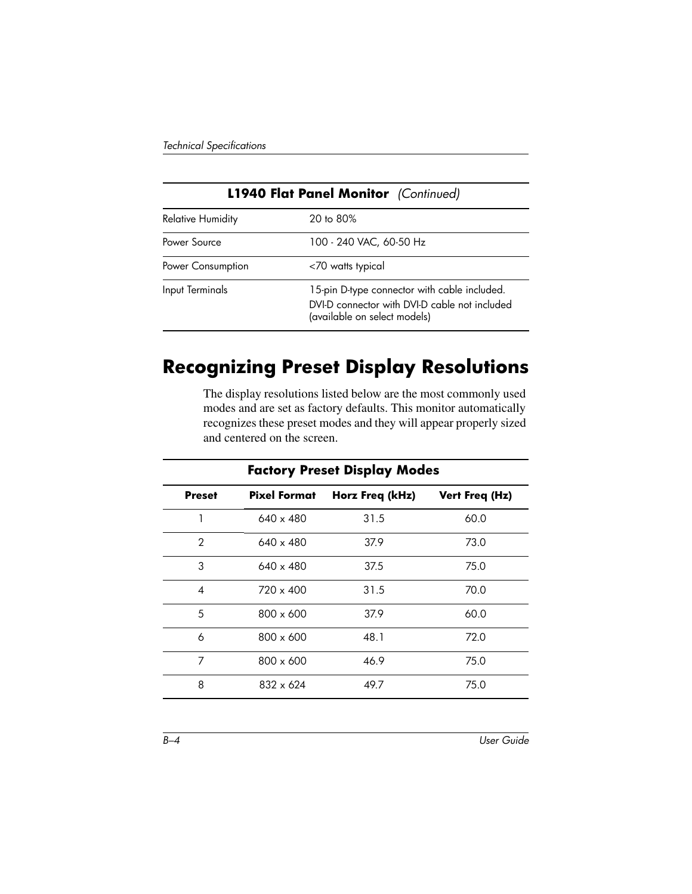| L1940 Flat Panel Monitor *(Continued)* | |
|---|---|
| Relative Humidity | 20 to 80% |
| Power Source | 100 - 240 VAC, 60-50 Hz |
| Power Consumption | <70 watts typical |
| Input Terminals | 15-pin D-type connector with cable included.<br>DVI-D connector with DVI-D cable not included (available on select models) |

# Recognizing Preset Display Resolutions

The display resolutions listed below are the most commonly used modes and are set as factory defaults. This monitor automatically recognizes these preset modes and they will appear properly sized and centered on the screen.

**Factory Preset Display Modes**

| Preset | Pixel Format | Horz Freq (kHz) | Vert Freq (Hz) |
|---|---|---|---|
| 1 | 640 x 480 | 31.5 | 60.0 |
| 2 | 640 x 480 | 37.9 | 73.0 |
| 3 | 640 x 480 | 37.5 | 75.0 |
| 4 | 720 x 400 | 31.5 | 70.0 |
| 5 | 800 x 600 | 37.9 | 60.0 |
| 6 | 800 x 600 | 48.1 | 72.0 |
| 7 | 800 x 600 | 46.9 | 75.0 |
| 8 | 832 x 624 | 49.7 | 75.0 |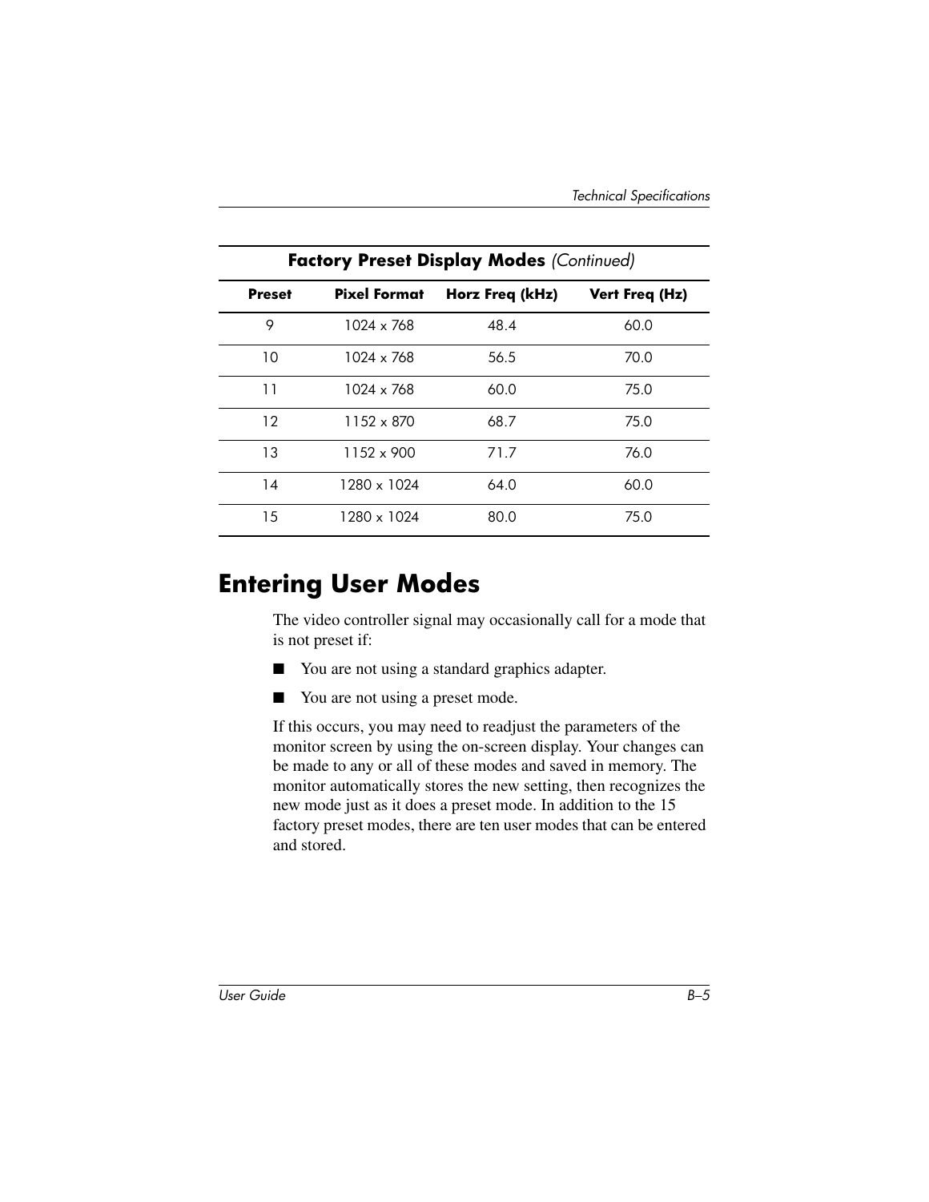**Factory Preset Display Modes** *(Continued)*

| Preset | Pixel Format | Horz Freq (kHz) | Vert Freq (Hz) |
|---|---|---|---|
| 9 | 1024 x 768 | 48.4 | 60.0 |
| 10 | 1024 x 768 | 56.5 | 70.0 |
| 11 | 1024 x 768 | 60.0 | 75.0 |
| 12 | 1152 x 870 | 68.7 | 75.0 |
| 13 | 1152 x 900 | 71.7 | 76.0 |
| 14 | 1280 x 1024 | 64.0 | 60.0 |
| 15 | 1280 x 1024 | 80.0 | 75.0 |

## Entering User Modes

The video controller signal may occasionally call for a mode that is not preset if:

- You are not using a standard graphics adapter.
- You are not using a preset mode.

If this occurs, you may need to readjust the parameters of the monitor screen by using the on-screen display. Your changes can be made to any or all of these modes and saved in memory. The monitor automatically stores the new setting, then recognizes the new mode just as it does a preset mode. In addition to the 15 factory preset modes, there are ten user modes that can be entered and stored.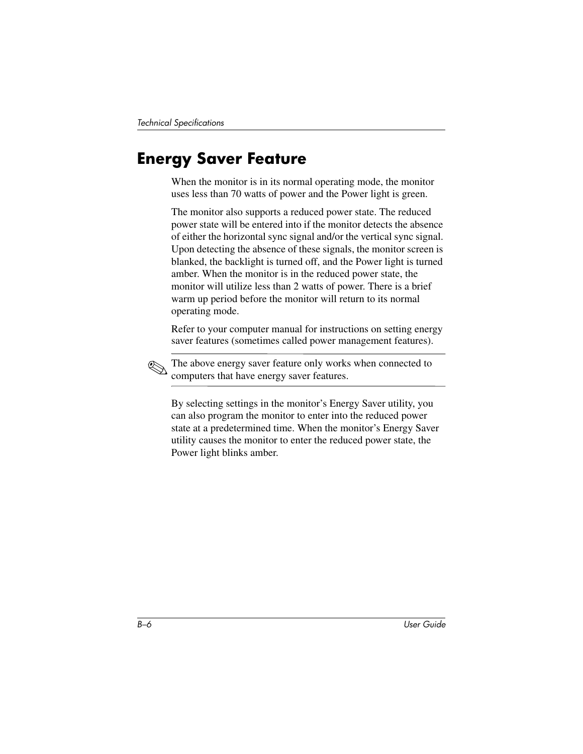## Energy Saver Feature

When the monitor is in its normal operating mode, the monitor uses less than 70 watts of power and the Power light is green.

The monitor also supports a reduced power state. The reduced power state will be entered into if the monitor detects the absence of either the horizontal sync signal and/or the vertical sync signal. Upon detecting the absence of these signals, the monitor screen is blanked, the backlight is turned off, and the Power light is turned amber. When the monitor is in the reduced power state, the monitor will utilize less than 2 watts of power. There is a brief warm up period before the monitor will return to its normal operating mode.

Refer to your computer manual for instructions on setting energy saver features (sometimes called power management features).

✎ The above energy saver feature only works when connected to computers that have energy saver features.

By selecting settings in the monitor's Energy Saver utility, you can also program the monitor to enter into the reduced power state at a predetermined time. When the monitor's Energy Saver utility causes the monitor to enter the reduced power state, the Power light blinks amber.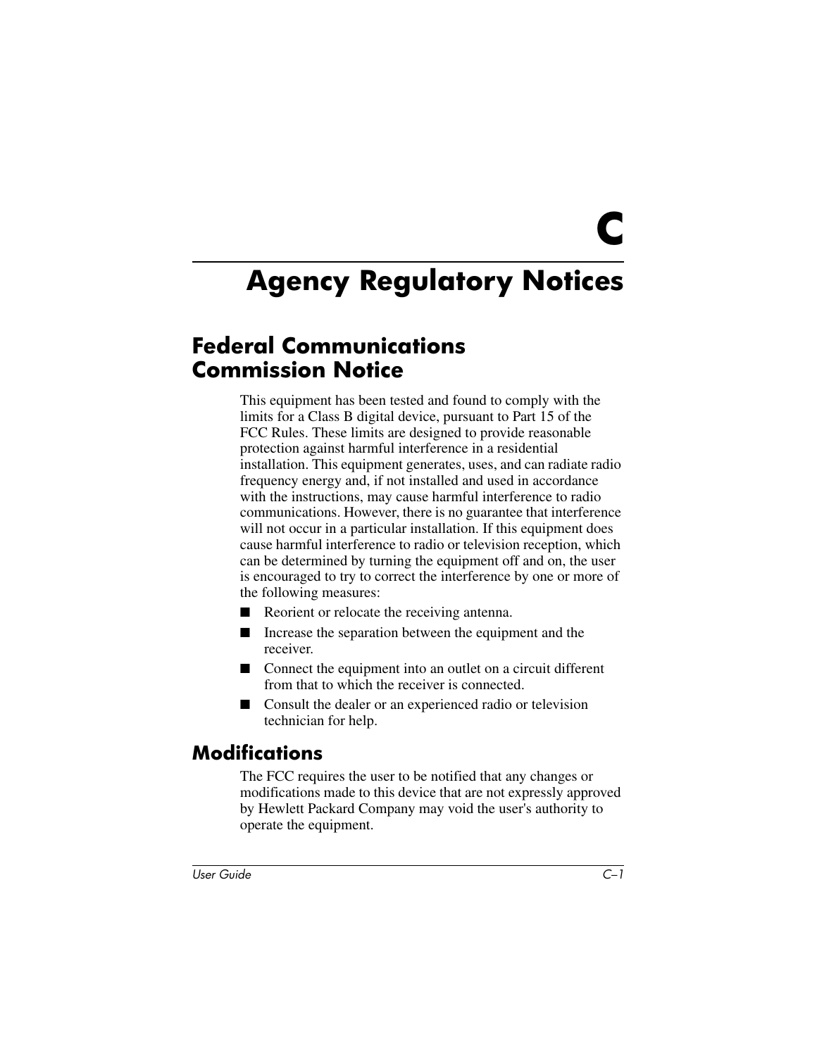# C

# Agency Regulatory Notices

## Federal Communications Commission Notice

This equipment has been tested and found to comply with the limits for a Class B digital device, pursuant to Part 15 of the FCC Rules. These limits are designed to provide reasonable protection against harmful interference in a residential installation. This equipment generates, uses, and can radiate radio frequency energy and, if not installed and used in accordance with the instructions, may cause harmful interference to radio communications. However, there is no guarantee that interference will not occur in a particular installation. If this equipment does cause harmful interference to radio or television reception, which can be determined by turning the equipment off and on, the user is encouraged to try to correct the interference by one or more of the following measures:

- Reorient or relocate the receiving antenna.
- Increase the separation between the equipment and the receiver.
- Connect the equipment into an outlet on a circuit different from that to which the receiver is connected.
- Consult the dealer or an experienced radio or television technician for help.

### Modifications

The FCC requires the user to be notified that any changes or modifications made to this device that are not expressly approved by Hewlett Packard Company may void the user's authority to operate the equipment.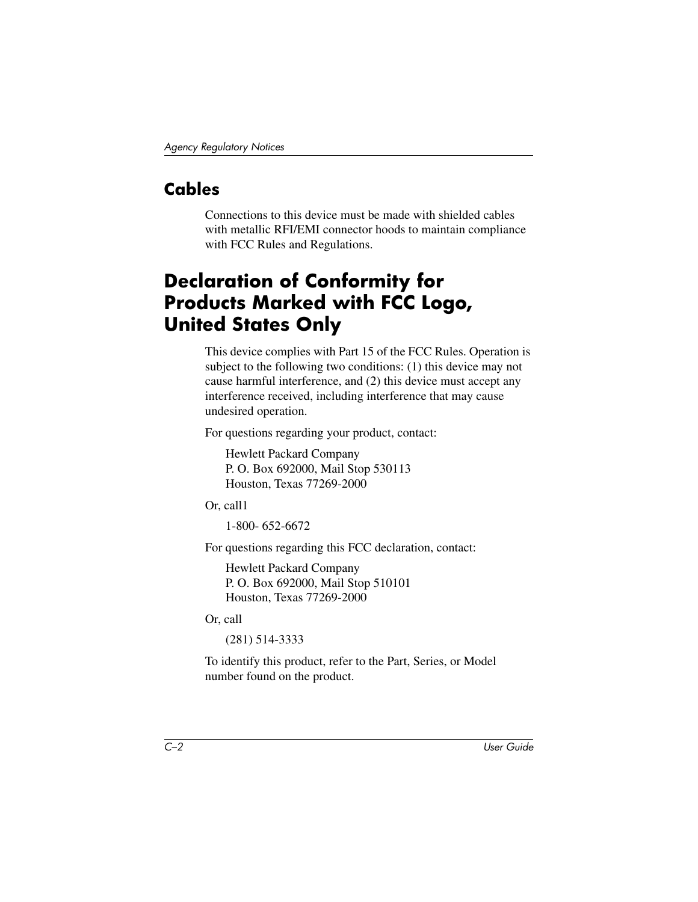## Cables

Connections to this device must be made with shielded cables with metallic RFI/EMI connector hoods to maintain compliance with FCC Rules and Regulations.

## Declaration of Conformity for Products Marked with FCC Logo, United States Only

This device complies with Part 15 of the FCC Rules. Operation is subject to the following two conditions: (1) this device may not cause harmful interference, and (2) this device must accept any interference received, including interference that may cause undesired operation.

For questions regarding your product, contact:

Hewlett Packard Company  
P. O. Box 692000, Mail Stop 530113  
Houston, Texas 77269-2000

Or, call1

1-800- 652-6672

For questions regarding this FCC declaration, contact:

Hewlett Packard Company  
P. O. Box 692000, Mail Stop 510101  
Houston, Texas 77269-2000

Or, call

(281) 514-3333

To identify this product, refer to the Part, Series, or Model number found on the product.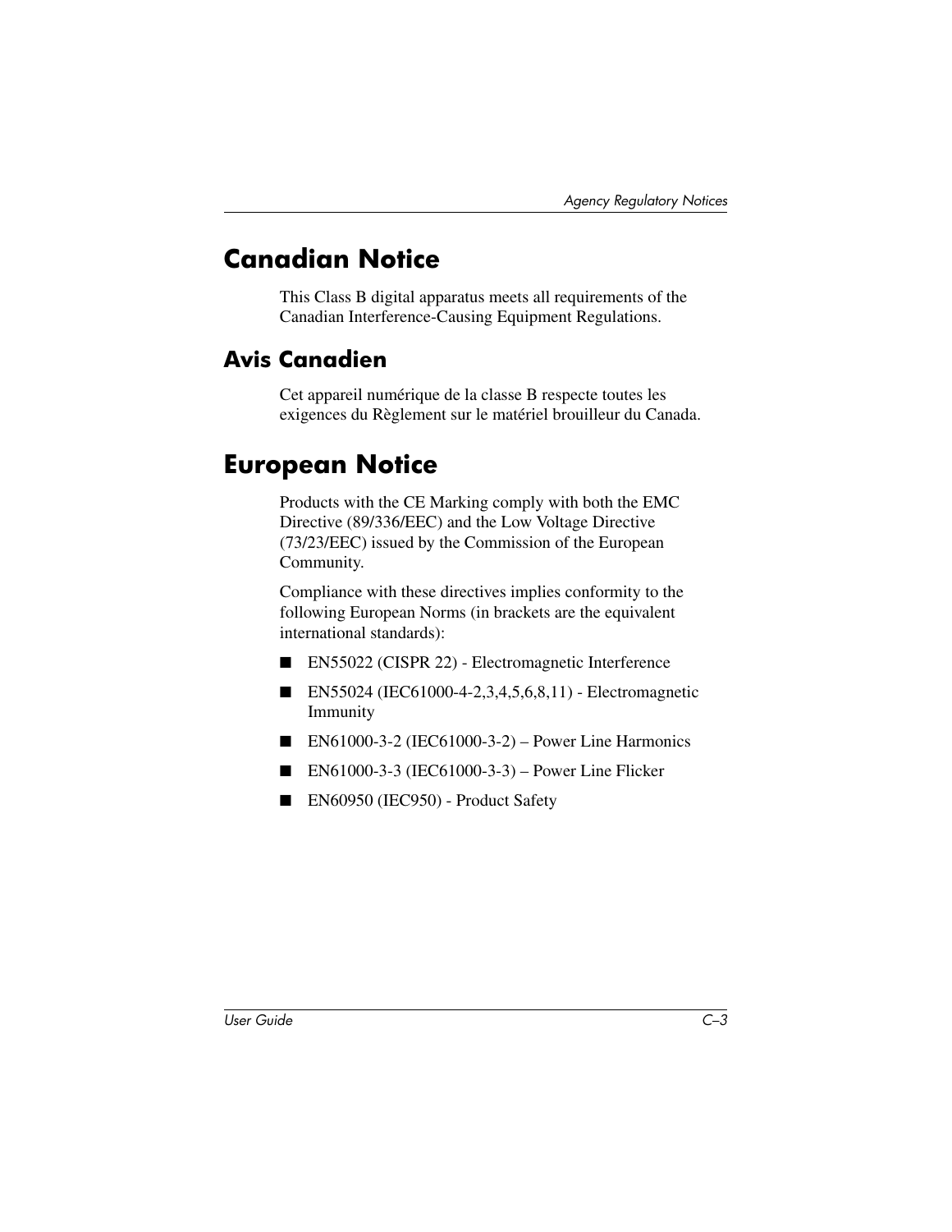## Canadian Notice

This Class B digital apparatus meets all requirements of the Canadian Interference-Causing Equipment Regulations.

### Avis Canadien

Cet appareil numérique de la classe B respecte toutes les exigences du Règlement sur le matériel brouilleur du Canada.

## European Notice

Products with the CE Marking comply with both the EMC Directive (89/336/EEC) and the Low Voltage Directive (73/23/EEC) issued by the Commission of the European Community.

Compliance with these directives implies conformity to the following European Norms (in brackets are the equivalent international standards):

- EN55022 (CISPR 22) - Electromagnetic Interference
- EN55024 (IEC61000-4-2,3,4,5,6,8,11) - Electromagnetic Immunity
- EN61000-3-2 (IEC61000-3-2) – Power Line Harmonics
- EN61000-3-3 (IEC61000-3-3) – Power Line Flicker
- EN60950 (IEC950) - Product Safety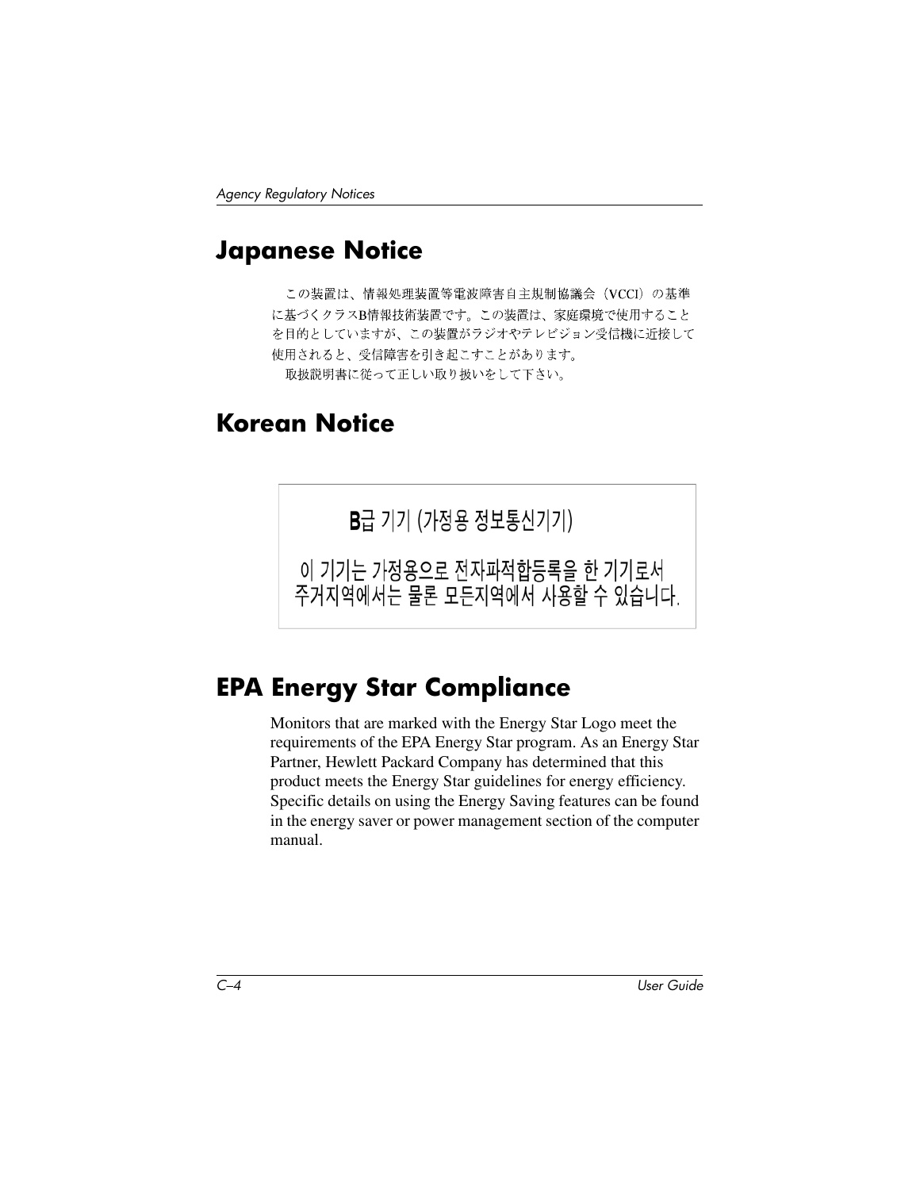## Japanese Notice

この装置は、情報処理装置等電波障害自主規制協議会（VCCI）の基準に基づくクラスB情報技術装置です。この装置は、家庭環境で使用することを目的としていますが、この装置がラジオやテレビジョン受信機に近接して使用されると、受信障害を引き起こすことがあります。

取扱説明書に従って正しい取り扱いをして下さい。

## Korean Notice

B급 기기 (가정용 정보통신기기)

이 기기는 가정용으로 전자파적합등록을 한 기기로서 주거지역에서는 물론 모든지역에서 사용할 수 있습니다.

## EPA Energy Star Compliance

Monitors that are marked with the Energy Star Logo meet the requirements of the EPA Energy Star program. As an Energy Star Partner, Hewlett Packard Company has determined that this product meets the Energy Star guidelines for energy efficiency. Specific details on using the Energy Saving features can be found in the energy saver or power management section of the computer manual.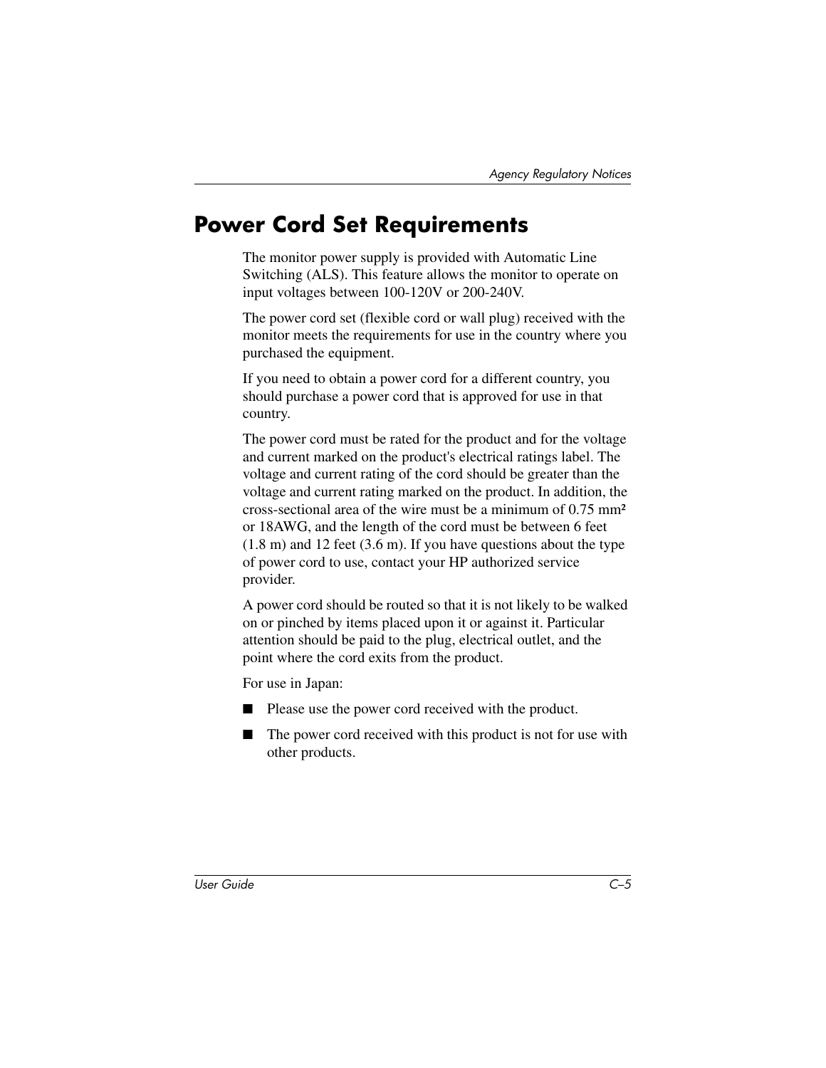## Power Cord Set Requirements

The monitor power supply is provided with Automatic Line Switching (ALS). This feature allows the monitor to operate on input voltages between 100-120V or 200-240V.

The power cord set (flexible cord or wall plug) received with the monitor meets the requirements for use in the country where you purchased the equipment.

If you need to obtain a power cord for a different country, you should purchase a power cord that is approved for use in that country.

The power cord must be rated for the product and for the voltage and current marked on the product's electrical ratings label. The voltage and current rating of the cord should be greater than the voltage and current rating marked on the product. In addition, the cross-sectional area of the wire must be a minimum of 0.75 $mm^2$ or 18AWG, and the length of the cord must be between 6 feet (1.8 m) and 12 feet (3.6 m). If you have questions about the type of power cord to use, contact your HP authorized service provider.

A power cord should be routed so that it is not likely to be walked on or pinched by items placed upon it or against it. Particular attention should be paid to the plug, electrical outlet, and the point where the cord exits from the product.

For use in Japan:

- Please use the power cord received with the product.
- The power cord received with this product is not for use with other products.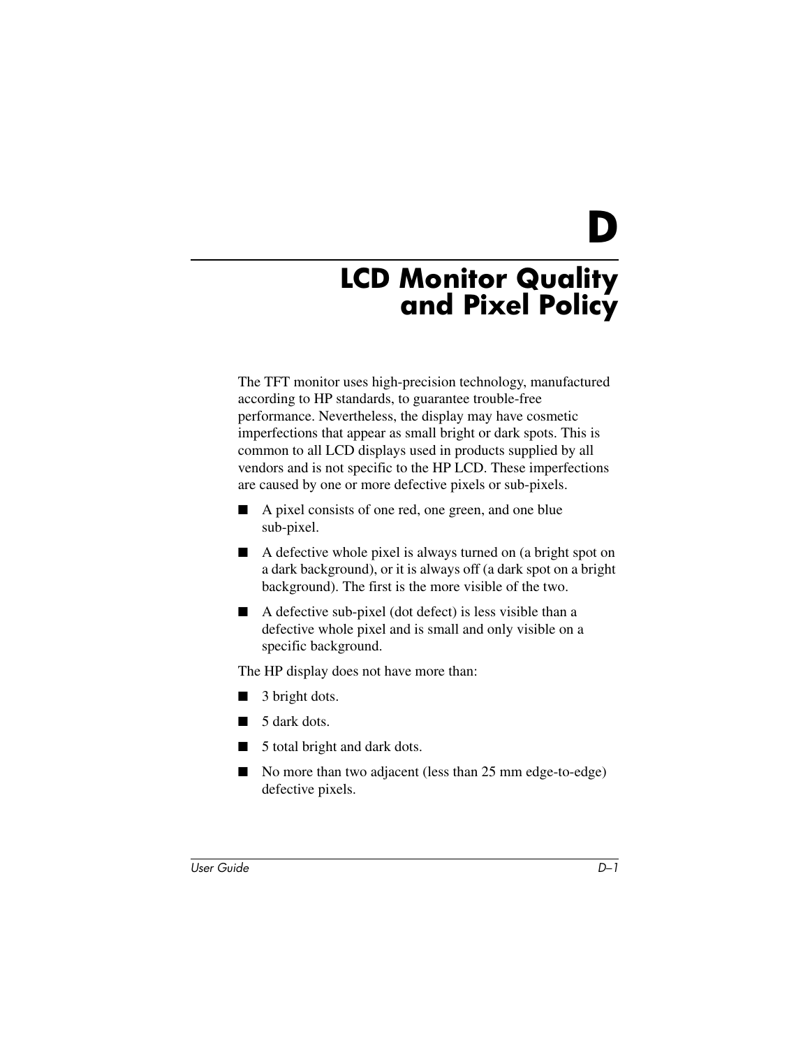# D

# LCD Monitor Quality and Pixel Policy

The TFT monitor uses high-precision technology, manufactured according to HP standards, to guarantee trouble-free performance. Nevertheless, the display may have cosmetic imperfections that appear as small bright or dark spots. This is common to all LCD displays used in products supplied by all vendors and is not specific to the HP LCD. These imperfections are caused by one or more defective pixels or sub-pixels.

- A pixel consists of one red, one green, and one blue sub-pixel.
- A defective whole pixel is always turned on (a bright spot on a dark background), or it is always off (a dark spot on a bright background). The first is the more visible of the two.
- A defective sub-pixel (dot defect) is less visible than a defective whole pixel and is small and only visible on a specific background.

The HP display does not have more than:

- 3 bright dots.
- 5 dark dots.
- 5 total bright and dark dots.
- No more than two adjacent (less than 25 mm edge-to-edge) defective pixels.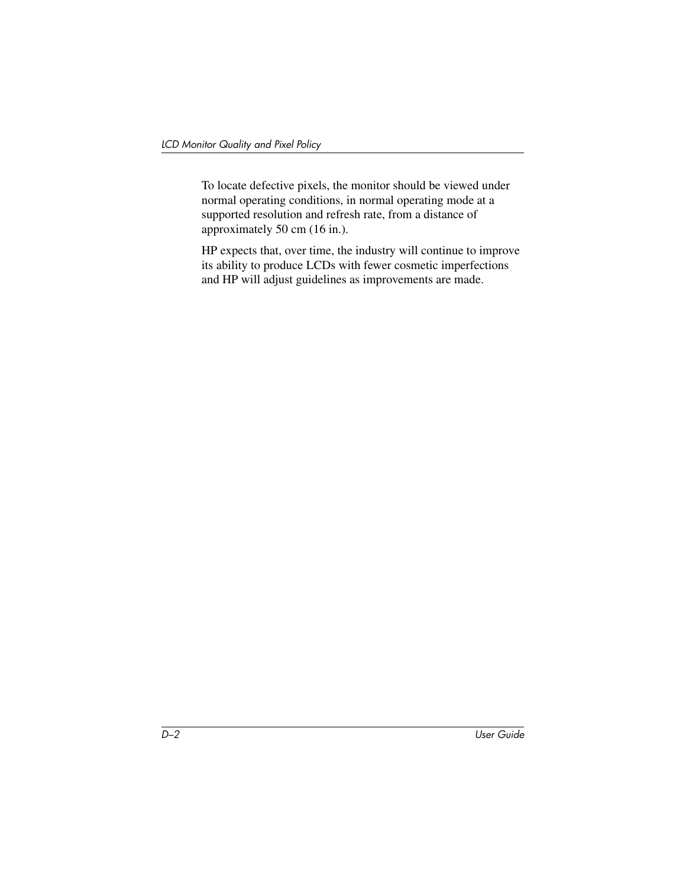To locate defective pixels, the monitor should be viewed under normal operating conditions, in normal operating mode at a supported resolution and refresh rate, from a distance of approximately 50 cm (16 in.).

HP expects that, over time, the industry will continue to improve its ability to produce LCDs with fewer cosmetic imperfections and HP will adjust guidelines as improvements are made.